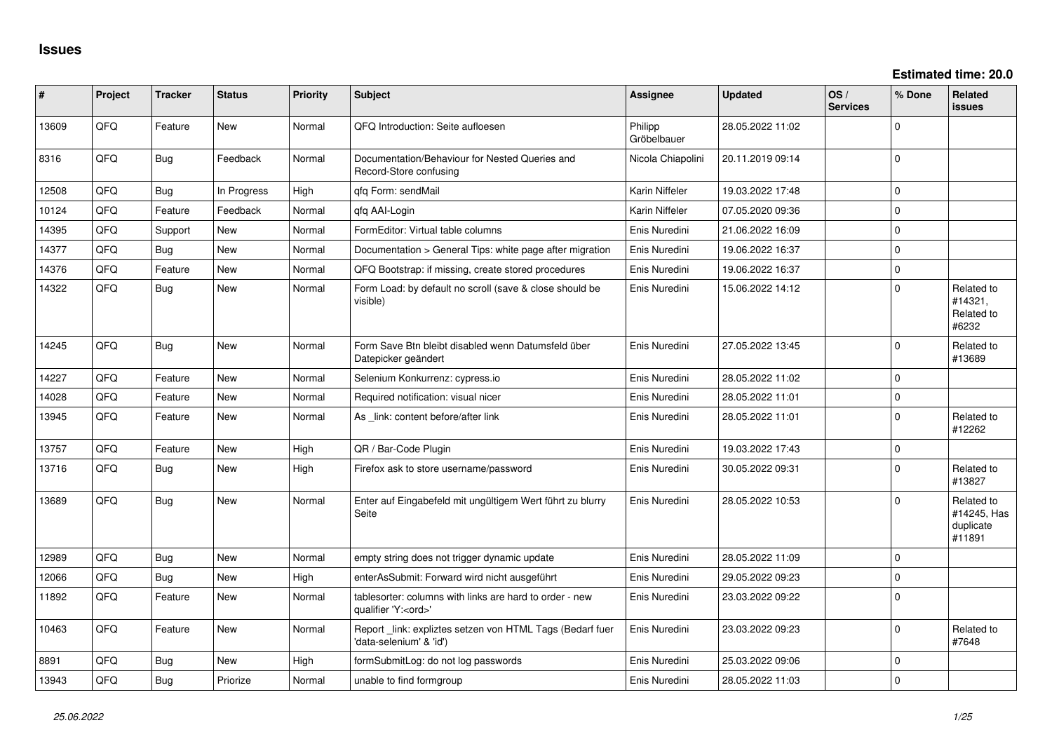# Issues

**Estimated time: 20.0**

| # | Project | Tracker | Status | Priority | Subject | Assignee | Updated | OS / Services | % Done | Related issues |
|---|---|---|---|---|---|---|---|---|---|---|
| 13609 | QFQ | Feature | New | Normal | QFQ Introduction: Seite aufloesen | Philipp Gröbelbauer | 28.05.2022 11:02 | | 0 | |
| 8316 | QFQ | Bug | Feedback | Normal | Documentation/Behaviour for Nested Queries and Record-Store confusing | Nicola Chiapolini | 20.11.2019 09:14 | | 0 | |
| 12508 | QFQ | Bug | In Progress | High | qfq Form: sendMail | Karin Niffeler | 19.03.2022 17:48 | | 0 | |
| 10124 | QFQ | Feature | Feedback | Normal | qfq AAI-Login | Karin Niffeler | 07.05.2020 09:36 | | 0 | |
| 14395 | QFQ | Support | New | Normal | FormEditor: Virtual table columns | Enis Nuredini | 21.06.2022 16:09 | | 0 | |
| 14377 | QFQ | Bug | New | Normal | Documentation > General Tips: white page after migration | Enis Nuredini | 19.06.2022 16:37 | | 0 | |
| 14376 | QFQ | Feature | New | Normal | QFQ Bootstrap: if missing, create stored procedures | Enis Nuredini | 19.06.2022 16:37 | | 0 | |
| 14322 | QFQ | Bug | New | Normal | Form Load: by default no scroll (save & close should be visible) | Enis Nuredini | 15.06.2022 14:12 | | 0 | Related to #14321, Related to #6232 |
| 14245 | QFQ | Bug | New | Normal | Form Save Btn bleibt disabled wenn Datumsfeld über Datepicker geändert | Enis Nuredini | 27.05.2022 13:45 | | 0 | Related to #13689 |
| 14227 | QFQ | Feature | New | Normal | Selenium Konkurrenz: cypress.io | Enis Nuredini | 28.05.2022 11:02 | | 0 | |
| 14028 | QFQ | Feature | New | Normal | Required notification: visual nicer | Enis Nuredini | 28.05.2022 11:01 | | 0 | |
| 13945 | QFQ | Feature | New | Normal | As _link: content before/after link | Enis Nuredini | 28.05.2022 11:01 | | 0 | Related to #12262 |
| 13757 | QFQ | Feature | New | High | QR / Bar-Code Plugin | Enis Nuredini | 19.03.2022 17:43 | | 0 | |
| 13716 | QFQ | Bug | New | High | Firefox ask to store username/password | Enis Nuredini | 30.05.2022 09:31 | | 0 | Related to #13827 |
| 13689 | QFQ | Bug | New | Normal | Enter auf Eingabefeld mit ungültigem Wert führt zu blurry Seite | Enis Nuredini | 28.05.2022 10:53 | | 0 | Related to #14245, Has duplicate #11891 |
| 12989 | QFQ | Bug | New | Normal | empty string does not trigger dynamic update | Enis Nuredini | 28.05.2022 11:09 | | 0 | |
| 12066 | QFQ | Bug | New | High | enterAsSubmit: Forward wird nicht ausgeführt | Enis Nuredini | 29.05.2022 09:23 | | 0 | |
| 11892 | QFQ | Feature | New | Normal | tablesorter: columns with links are hard to order - new qualifier 'Y:<ord>' | Enis Nuredini | 23.03.2022 09:22 | | 0 | |
| 10463 | QFQ | Feature | New | Normal | Report _link: expliztes setzen von HTML Tags (Bedarf fuer 'data-selenium' & 'id') | Enis Nuredini | 23.03.2022 09:23 | | 0 | Related to #7648 |
| 8891 | QFQ | Bug | New | High | formSubmitLog: do not log passwords | Enis Nuredini | 25.03.2022 09:06 | | 0 | |
| 13943 | QFQ | Bug | Priorize | Normal | unable to find formgroup | Enis Nuredini | 28.05.2022 11:03 | | 0 | |

*25.06.2022*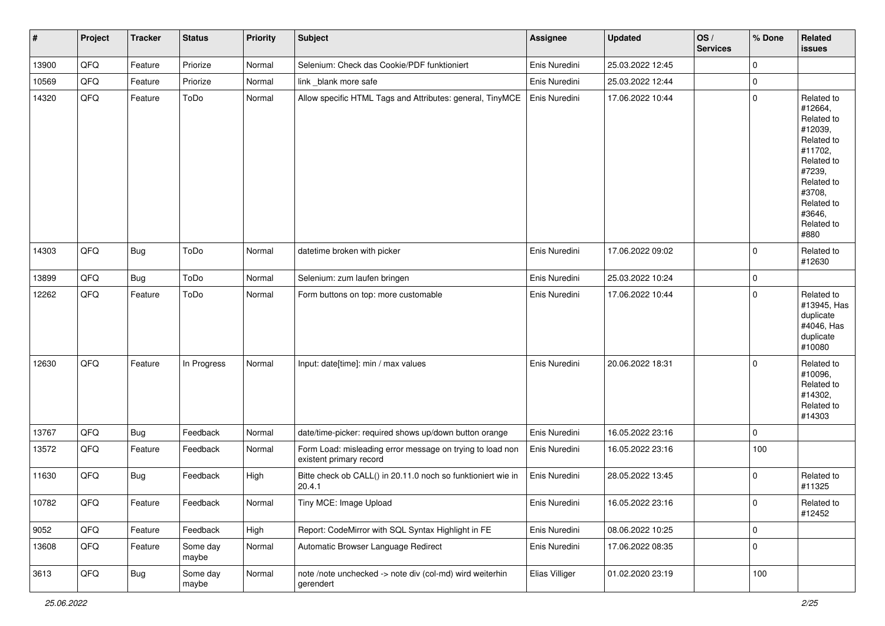| # | Project | Tracker | Status | Priority | Subject | Assignee | Updated | OS / Services | % Done | Related issues |
|---|---|---|---|---|---|---|---|---|---|---|
| 13900 | QFQ | Feature | Priorize | Normal | Selenium: Check das Cookie/PDF funktioniert | Enis Nuredini | 25.03.2022 12:45 | | 0 | |
| 10569 | QFQ | Feature | Priorize | Normal | link _blank more safe | Enis Nuredini | 25.03.2022 12:44 | | 0 | |
| 14320 | QFQ | Feature | ToDo | Normal | Allow specific HTML Tags and Attributes: general, TinyMCE | Enis Nuredini | 17.06.2022 10:44 | | 0 | Related to #12664, Related to #12039, Related to #11702, Related to #7239, Related to #3708, Related to #3646, Related to #880 |
| 14303 | QFQ | Bug | ToDo | Normal | datetime broken with picker | Enis Nuredini | 17.06.2022 09:02 | | 0 | Related to #12630 |
| 13899 | QFQ | Bug | ToDo | Normal | Selenium: zum laufen bringen | Enis Nuredini | 25.03.2022 10:24 | | 0 | |
| 12262 | QFQ | Feature | ToDo | Normal | Form buttons on top: more customable | Enis Nuredini | 17.06.2022 10:44 | | 0 | Related to #13945, Has duplicate #4046, Has duplicate #10080 |
| 12630 | QFQ | Feature | In Progress | Normal | Input: date[time]: min / max values | Enis Nuredini | 20.06.2022 18:31 | | 0 | Related to #10096, Related to #14302, Related to #14303 |
| 13767 | QFQ | Bug | Feedback | Normal | date/time-picker: required shows up/down button orange | Enis Nuredini | 16.05.2022 23:16 | | 0 | |
| 13572 | QFQ | Feature | Feedback | Normal | Form Load: misleading error message on trying to load non existent primary record | Enis Nuredini | 16.05.2022 23:16 | | 100 | |
| 11630 | QFQ | Bug | Feedback | High | Bitte check ob CALL() in 20.11.0 noch so funktioniert wie in 20.4.1 | Enis Nuredini | 28.05.2022 13:45 | | 0 | Related to #11325 |
| 10782 | QFQ | Feature | Feedback | Normal | Tiny MCE: Image Upload | Enis Nuredini | 16.05.2022 23:16 | | 0 | Related to #12452 |
| 9052 | QFQ | Feature | Feedback | High | Report: CodeMirror with SQL Syntax Highlight in FE | Enis Nuredini | 08.06.2022 10:25 | | 0 | |
| 13608 | QFQ | Feature | Some day maybe | Normal | Automatic Browser Language Redirect | Enis Nuredini | 17.06.2022 08:35 | | 0 | |
| 3613 | QFQ | Bug | Some day maybe | Normal | note /note unchecked -> note div (col-md) wird weiterhin gerendert | Elias Villiger | 01.02.2020 23:19 | | 100 | |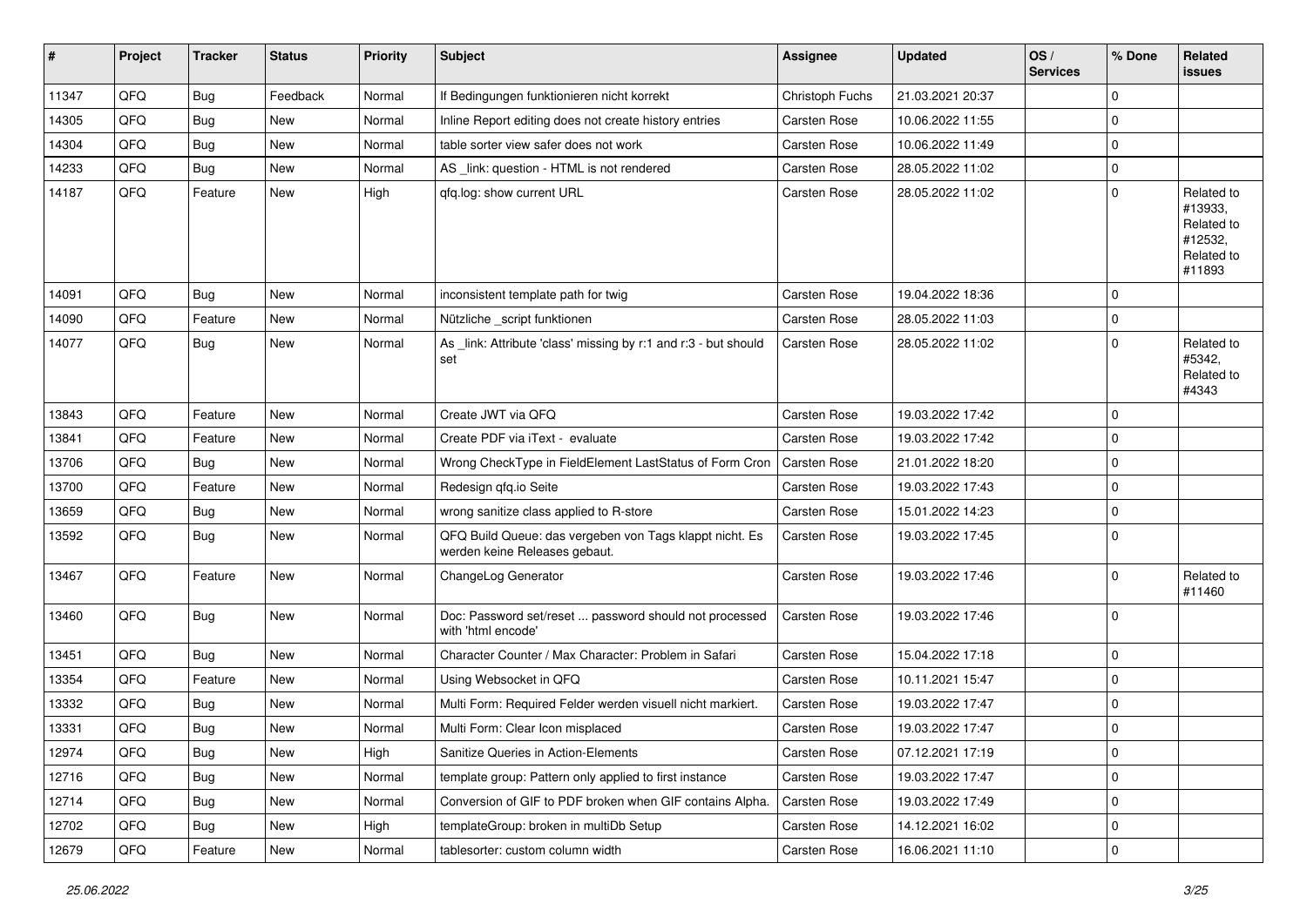| # | Project | Tracker | Status | Priority | Subject | Assignee | Updated | OS / Services | % Done | Related issues |
|---|---|---|---|---|---|---|---|---|---|---|
| 11347 | QFQ | Bug | Feedback | Normal | If Bedingungen funktionieren nicht korrekt | Christoph Fuchs | 21.03.2021 20:37 | | 0 | |
| 14305 | QFQ | Bug | New | Normal | Inline Report editing does not create history entries | Carsten Rose | 10.06.2022 11:55 | | 0 | |
| 14304 | QFQ | Bug | New | Normal | table sorter view safer does not work | Carsten Rose | 10.06.2022 11:49 | | 0 | |
| 14233 | QFQ | Bug | New | Normal | AS _link: question - HTML is not rendered | Carsten Rose | 28.05.2022 11:02 | | 0 | |
| 14187 | QFQ | Feature | New | High | qfq.log: show current URL | Carsten Rose | 28.05.2022 11:02 | | 0 | Related to #13933, Related to #12532, Related to #11893 |
| 14091 | QFQ | Bug | New | Normal | inconsistent template path for twig | Carsten Rose | 19.04.2022 18:36 | | 0 | |
| 14090 | QFQ | Feature | New | Normal | Nützliche _script funktionen | Carsten Rose | 28.05.2022 11:03 | | 0 | |
| 14077 | QFQ | Bug | New | Normal | As _link: Attribute 'class' missing by r:1 and r:3 - but should set | Carsten Rose | 28.05.2022 11:02 | | 0 | Related to #5342, Related to #4343 |
| 13843 | QFQ | Feature | New | Normal | Create JWT via QFQ | Carsten Rose | 19.03.2022 17:42 | | 0 | |
| 13841 | QFQ | Feature | New | Normal | Create PDF via iText - evaluate | Carsten Rose | 19.03.2022 17:42 | | 0 | |
| 13706 | QFQ | Bug | New | Normal | Wrong CheckType in FieldElement LastStatus of Form Cron | Carsten Rose | 21.01.2022 18:20 | | 0 | |
| 13700 | QFQ | Feature | New | Normal | Redesign qfq.io Seite | Carsten Rose | 19.03.2022 17:43 | | 0 | |
| 13659 | QFQ | Bug | New | Normal | wrong sanitize class applied to R-store | Carsten Rose | 15.01.2022 14:23 | | 0 | |
| 13592 | QFQ | Bug | New | Normal | QFQ Build Queue: das vergeben von Tags klappt nicht. Es werden keine Releases gebaut. | Carsten Rose | 19.03.2022 17:45 | | 0 | |
| 13467 | QFQ | Feature | New | Normal | ChangeLog Generator | Carsten Rose | 19.03.2022 17:46 | | 0 | Related to #11460 |
| 13460 | QFQ | Bug | New | Normal | Doc: Password set/reset ... password should not processed with 'html encode' | Carsten Rose | 19.03.2022 17:46 | | 0 | |
| 13451 | QFQ | Bug | New | Normal | Character Counter / Max Character: Problem in Safari | Carsten Rose | 15.04.2022 17:18 | | 0 | |
| 13354 | QFQ | Feature | New | Normal | Using Websocket in QFQ | Carsten Rose | 10.11.2021 15:47 | | 0 | |
| 13332 | QFQ | Bug | New | Normal | Multi Form: Required Felder werden visuell nicht markiert. | Carsten Rose | 19.03.2022 17:47 | | 0 | |
| 13331 | QFQ | Bug | New | Normal | Multi Form: Clear Icon misplaced | Carsten Rose | 19.03.2022 17:47 | | 0 | |
| 12974 | QFQ | Bug | New | High | Sanitize Queries in Action-Elements | Carsten Rose | 07.12.2021 17:19 | | 0 | |
| 12716 | QFQ | Bug | New | Normal | template group: Pattern only applied to first instance | Carsten Rose | 19.03.2022 17:47 | | 0 | |
| 12714 | QFQ | Bug | New | Normal | Conversion of GIF to PDF broken when GIF contains Alpha. | Carsten Rose | 19.03.2022 17:49 | | 0 | |
| 12702 | QFQ | Bug | New | High | templateGroup: broken in multiDb Setup | Carsten Rose | 14.12.2021 16:02 | | 0 | |
| 12679 | QFQ | Feature | New | Normal | tablesorter: custom column width | Carsten Rose | 16.06.2021 11:10 | | 0 | |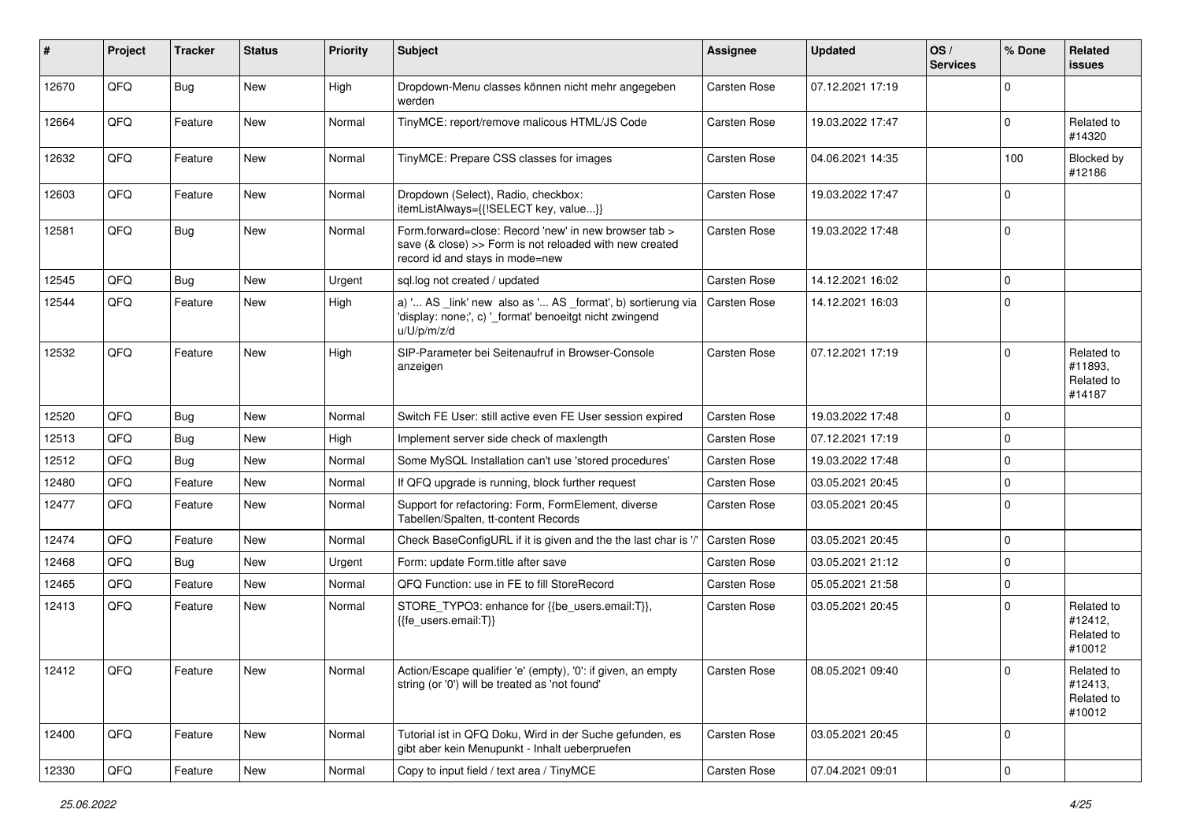| # | Project | Tracker | Status | Priority | Subject | Assignee | Updated | OS / Services | % Done | Related issues |
|---|---|---|---|---|---|---|---|---|---|---|
| 12670 | QFQ | Bug | New | High | Dropdown-Menu classes können nicht mehr angegeben werden | Carsten Rose | 07.12.2021 17:19 | | 0 | |
| 12664 | QFQ | Feature | New | Normal | TinyMCE: report/remove malicous HTML/JS Code | Carsten Rose | 19.03.2022 17:47 | | 0 | Related to #14320 |
| 12632 | QFQ | Feature | New | Normal | TinyMCE: Prepare CSS classes for images | Carsten Rose | 04.06.2021 14:35 | | 100 | Blocked by #12186 |
| 12603 | QFQ | Feature | New | Normal | Dropdown (Select), Radio, checkbox: itemListAlways={{!SELECT key, value...}} | Carsten Rose | 19.03.2022 17:47 | | 0 | |
| 12581 | QFQ | Bug | New | Normal | Form.forward=close: Record 'new' in new browser tab > save (& close) >> Form is not reloaded with new created record id and stays in mode=new | Carsten Rose | 19.03.2022 17:48 | | 0 | |
| 12545 | QFQ | Bug | New | Urgent | sql.log not created / updated | Carsten Rose | 14.12.2021 16:02 | | 0 | |
| 12544 | QFQ | Feature | New | High | a) '... AS _link' new also as '... AS _format', b) sortierung via 'display: none;', c) '_format' benoeitgt nicht zwingend u/U/p/m/z/d | Carsten Rose | 14.12.2021 16:03 | | 0 | |
| 12532 | QFQ | Feature | New | High | SIP-Parameter bei Seitenaufruf in Browser-Console anzeigen | Carsten Rose | 07.12.2021 17:19 | | 0 | Related to #11893, Related to #14187 |
| 12520 | QFQ | Bug | New | Normal | Switch FE User: still active even FE User session expired | Carsten Rose | 19.03.2022 17:48 | | 0 | |
| 12513 | QFQ | Bug | New | High | Implement server side check of maxlength | Carsten Rose | 07.12.2021 17:19 | | 0 | |
| 12512 | QFQ | Bug | New | Normal | Some MySQL Installation can't use 'stored procedures' | Carsten Rose | 19.03.2022 17:48 | | 0 | |
| 12480 | QFQ | Feature | New | Normal | If QFQ upgrade is running, block further request | Carsten Rose | 03.05.2021 20:45 | | 0 | |
| 12477 | QFQ | Feature | New | Normal | Support for refactoring: Form, FormElement, diverse Tabellen/Spalten, tt-content Records | Carsten Rose | 03.05.2021 20:45 | | 0 | |
| 12474 | QFQ | Feature | New | Normal | Check BaseConfigURL if it is given and the the last char is '/' | Carsten Rose | 03.05.2021 20:45 | | 0 | |
| 12468 | QFQ | Bug | New | Urgent | Form: update Form.title after save | Carsten Rose | 03.05.2021 21:12 | | 0 | |
| 12465 | QFQ | Feature | New | Normal | QFQ Function: use in FE to fill StoreRecord | Carsten Rose | 05.05.2021 21:58 | | 0 | |
| 12413 | QFQ | Feature | New | Normal | STORE_TYPO3: enhance for {{be_users.email:T}}, {{fe_users.email:T}} | Carsten Rose | 03.05.2021 20:45 | | 0 | Related to #12412, Related to #10012 |
| 12412 | QFQ | Feature | New | Normal | Action/Escape qualifier 'e' (empty), '0': if given, an empty string (or '0') will be treated as 'not found' | Carsten Rose | 08.05.2021 09:40 | | 0 | Related to #12413, Related to #10012 |
| 12400 | QFQ | Feature | New | Normal | Tutorial ist in QFQ Doku, Wird in der Suche gefunden, es gibt aber kein Menupunkt - Inhalt ueberpruefen | Carsten Rose | 03.05.2021 20:45 | | 0 | |
| 12330 | QFQ | Feature | New | Normal | Copy to input field / text area / TinyMCE | Carsten Rose | 07.04.2021 09:01 | | 0 | |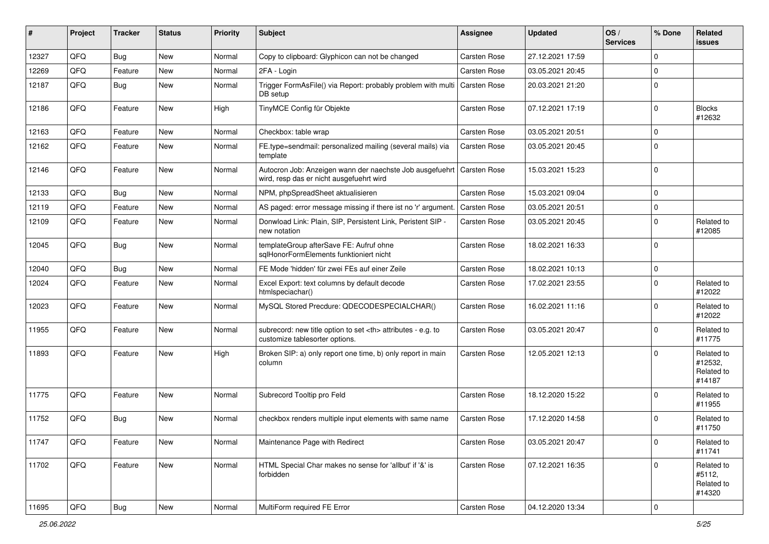| # | Project | Tracker | Status | Priority | Subject | Assignee | Updated | OS / Services | % Done | Related issues |
|---|---|---|---|---|---|---|---|---|---|---|
| 12327 | QFQ | Bug | New | Normal | Copy to clipboard: Glyphicon can not be changed | Carsten Rose | 27.12.2021 17:59 | | 0 | |
| 12269 | QFQ | Feature | New | Normal | 2FA - Login | Carsten Rose | 03.05.2021 20:45 | | 0 | |
| 12187 | QFQ | Bug | New | Normal | Trigger FormAsFile() via Report: probably problem with multi DB setup | Carsten Rose | 20.03.2021 21:20 | | 0 | |
| 12186 | QFQ | Feature | New | High | TinyMCE Config für Objekte | Carsten Rose | 07.12.2021 17:19 | | 0 | Blocks #12632 |
| 12163 | QFQ | Feature | New | Normal | Checkbox: table wrap | Carsten Rose | 03.05.2021 20:51 | | 0 | |
| 12162 | QFQ | Feature | New | Normal | FE.type=sendmail: personalized mailing (several mails) via template | Carsten Rose | 03.05.2021 20:45 | | 0 | |
| 12146 | QFQ | Feature | New | Normal | Autocron Job: Anzeigen wann der naechste Job ausgefuehrt wird, resp das er nicht ausgefuehrt wird | Carsten Rose | 15.03.2021 15:23 | | 0 | |
| 12133 | QFQ | Bug | New | Normal | NPM, phpSpreadSheet aktualisieren | Carsten Rose | 15.03.2021 09:04 | | 0 | |
| 12119 | QFQ | Feature | New | Normal | AS paged: error message missing if there ist no 'r' argument. | Carsten Rose | 03.05.2021 20:51 | | 0 | |
| 12109 | QFQ | Feature | New | Normal | Donwload Link: Plain, SIP, Persistent Link, Peristent SIP - new notation | Carsten Rose | 03.05.2021 20:45 | | 0 | Related to #12085 |
| 12045 | QFQ | Bug | New | Normal | templateGroup afterSave FE: Aufruf ohne sqlHonorFormElements funktioniert nicht | Carsten Rose | 18.02.2021 16:33 | | 0 | |
| 12040 | QFQ | Bug | New | Normal | FE Mode 'hidden' für zwei FEs auf einer Zeile | Carsten Rose | 18.02.2021 10:13 | | 0 | |
| 12024 | QFQ | Feature | New | Normal | Excel Export: text columns by default decode htmlspeciachar() | Carsten Rose | 17.02.2021 23:55 | | 0 | Related to #12022 |
| 12023 | QFQ | Feature | New | Normal | MySQL Stored Precdure: QDECODESPECIALCHAR() | Carsten Rose | 16.02.2021 11:16 | | 0 | Related to #12022 |
| 11955 | QFQ | Feature | New | Normal | subrecord: new title option to set <th> attributes - e.g. to customize tablesorter options. | Carsten Rose | 03.05.2021 20:47 | | 0 | Related to #11775 |
| 11893 | QFQ | Feature | New | High | Broken SIP: a) only report one time, b) only report in main column | Carsten Rose | 12.05.2021 12:13 | | 0 | Related to #12532, Related to #14187 |
| 11775 | QFQ | Feature | New | Normal | Subrecord Tooltip pro Feld | Carsten Rose | 18.12.2020 15:22 | | 0 | Related to #11955 |
| 11752 | QFQ | Bug | New | Normal | checkbox renders multiple input elements with same name | Carsten Rose | 17.12.2020 14:58 | | 0 | Related to #11750 |
| 11747 | QFQ | Feature | New | Normal | Maintenance Page with Redirect | Carsten Rose | 03.05.2021 20:47 | | 0 | Related to #11741 |
| 11702 | QFQ | Feature | New | Normal | HTML Special Char makes no sense for 'allbut' if '&' is forbidden | Carsten Rose | 07.12.2021 16:35 | | 0 | Related to #5112, Related to #14320 |
| 11695 | QFQ | Bug | New | Normal | MultiForm required FE Error | Carsten Rose | 04.12.2020 13:34 | | 0 | |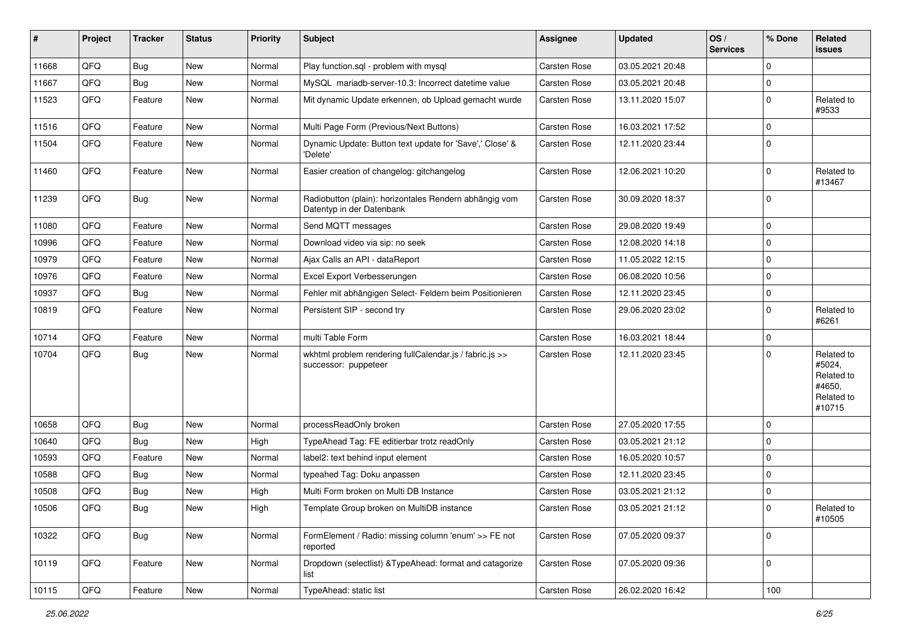| # | Project | Tracker | Status | Priority | Subject | Assignee | Updated | OS / Services | % Done | Related issues |
|---|---|---|---|---|---|---|---|---|---|---|
| 11668 | QFQ | Bug | New | Normal | Play function.sql - problem with mysql | Carsten Rose | 03.05.2021 20:48 | | 0 | |
| 11667 | QFQ | Bug | New | Normal | MySQL mariadb-server-10.3: Incorrect datetime value | Carsten Rose | 03.05.2021 20:48 | | 0 | |
| 11523 | QFQ | Feature | New | Normal | Mit dynamic Update erkennen, ob Upload gemacht wurde | Carsten Rose | 13.11.2020 15:07 | | 0 | Related to #9533 |
| 11516 | QFQ | Feature | New | Normal | Multi Page Form (Previous/Next Buttons) | Carsten Rose | 16.03.2021 17:52 | | 0 | |
| 11504 | QFQ | Feature | New | Normal | Dynamic Update: Button text update for 'Save',' Close' & 'Delete' | Carsten Rose | 12.11.2020 23:44 | | 0 | |
| 11460 | QFQ | Feature | New | Normal | Easier creation of changelog: gitchangelog | Carsten Rose | 12.06.2021 10:20 | | 0 | Related to #13467 |
| 11239 | QFQ | Bug | New | Normal | Radiobutton (plain): horizontales Rendern abhängig vom Datentyp in der Datenbank | Carsten Rose | 30.09.2020 18:37 | | 0 | |
| 11080 | QFQ | Feature | New | Normal | Send MQTT messages | Carsten Rose | 29.08.2020 19:49 | | 0 | |
| 10996 | QFQ | Feature | New | Normal | Download video via sip: no seek | Carsten Rose | 12.08.2020 14:18 | | 0 | |
| 10979 | QFQ | Feature | New | Normal | Ajax Calls an API - dataReport | Carsten Rose | 11.05.2022 12:15 | | 0 | |
| 10976 | QFQ | Feature | New | Normal | Excel Export Verbesserungen | Carsten Rose | 06.08.2020 10:56 | | 0 | |
| 10937 | QFQ | Bug | New | Normal | Fehler mit abhängigen Select- Feldern beim Positionieren | Carsten Rose | 12.11.2020 23:45 | | 0 | |
| 10819 | QFQ | Feature | New | Normal | Persistent SIP - second try | Carsten Rose | 29.06.2020 23:02 | | 0 | Related to #6261 |
| 10714 | QFQ | Feature | New | Normal | multi Table Form | Carsten Rose | 16.03.2021 18:44 | | 0 | |
| 10704 | QFQ | Bug | New | Normal | wkhtml problem rendering fullCalendar.js / fabric.js >> successor: puppeteer | Carsten Rose | 12.11.2020 23:45 | | 0 | Related to #5024, Related to #4650, Related to #10715 |
| 10658 | QFQ | Bug | New | Normal | processReadOnly broken | Carsten Rose | 27.05.2020 17:55 | | 0 | |
| 10640 | QFQ | Bug | New | High | TypeAhead Tag: FE editierbar trotz readOnly | Carsten Rose | 03.05.2021 21:12 | | 0 | |
| 10593 | QFQ | Feature | New | Normal | label2: text behind input element | Carsten Rose | 16.05.2020 10:57 | | 0 | |
| 10588 | QFQ | Bug | New | Normal | typeahed Tag: Doku anpassen | Carsten Rose | 12.11.2020 23:45 | | 0 | |
| 10508 | QFQ | Bug | New | High | Multi Form broken on Multi DB Instance | Carsten Rose | 03.05.2021 21:12 | | 0 | |
| 10506 | QFQ | Bug | New | High | Template Group broken on MultiDB instance | Carsten Rose | 03.05.2021 21:12 | | 0 | Related to #10505 |
| 10322 | QFQ | Bug | New | Normal | FormElement / Radio: missing column 'enum' >> FE not reported | Carsten Rose | 07.05.2020 09:37 | | 0 | |
| 10119 | QFQ | Feature | New | Normal | Dropdown (selectlist) &TypeAhead: format and catagorize list | Carsten Rose | 07.05.2020 09:36 | | 0 | |
| 10115 | QFQ | Feature | New | Normal | TypeAhead: static list | Carsten Rose | 26.02.2020 16:42 | | 100 | |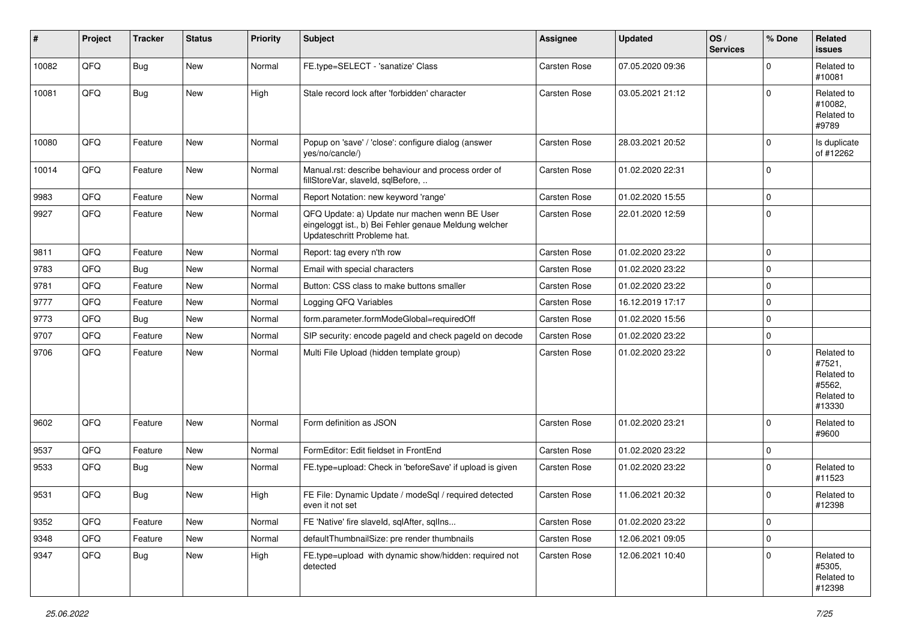| # | Project | Tracker | Status | Priority | Subject | Assignee | Updated | OS / Services | % Done | Related issues |
|---|---|---|---|---|---|---|---|---|---|---|
| 10082 | QFQ | Bug | New | Normal | FE.type=SELECT - 'sanatize' Class | Carsten Rose | 07.05.2020 09:36 | | 0 | Related to #10081 |
| 10081 | QFQ | Bug | New | High | Stale record lock after 'forbidden' character | Carsten Rose | 03.05.2021 21:12 | | 0 | Related to #10082, Related to #9789 |
| 10080 | QFQ | Feature | New | Normal | Popup on 'save' / 'close': configure dialog (answer yes/no/cancle/) | Carsten Rose | 28.03.2021 20:52 | | 0 | Is duplicate of #12262 |
| 10014 | QFQ | Feature | New | Normal | Manual.rst: describe behaviour and process order of fillStoreVar, slaveId, sqlBefore, .. | Carsten Rose | 01.02.2020 22:31 | | 0 | |
| 9983 | QFQ | Feature | New | Normal | Report Notation: new keyword 'range' | Carsten Rose | 01.02.2020 15:55 | | 0 | |
| 9927 | QFQ | Feature | New | Normal | QFQ Update: a) Update nur machen wenn BE User eingeloggt ist., b) Bei Fehler genaue Meldung welcher Updateschritt Probleme hat. | Carsten Rose | 22.01.2020 12:59 | | 0 | |
| 9811 | QFQ | Feature | New | Normal | Report: tag every n'th row | Carsten Rose | 01.02.2020 23:22 | | 0 | |
| 9783 | QFQ | Bug | New | Normal | Email with special characters | Carsten Rose | 01.02.2020 23:22 | | 0 | |
| 9781 | QFQ | Feature | New | Normal | Button: CSS class to make buttons smaller | Carsten Rose | 01.02.2020 23:22 | | 0 | |
| 9777 | QFQ | Feature | New | Normal | Logging QFQ Variables | Carsten Rose | 16.12.2019 17:17 | | 0 | |
| 9773 | QFQ | Bug | New | Normal | form.parameter.formModeGlobal=requiredOff | Carsten Rose | 01.02.2020 15:56 | | 0 | |
| 9707 | QFQ | Feature | New | Normal | SIP security: encode pageId and check pageId on decode | Carsten Rose | 01.02.2020 23:22 | | 0 | |
| 9706 | QFQ | Feature | New | Normal | Multi File Upload (hidden template group) | Carsten Rose | 01.02.2020 23:22 | | 0 | Related to #7521, Related to #5562, Related to #13330 |
| 9602 | QFQ | Feature | New | Normal | Form definition as JSON | Carsten Rose | 01.02.2020 23:21 | | 0 | Related to #9600 |
| 9537 | QFQ | Feature | New | Normal | FormEditor: Edit fieldset in FrontEnd | Carsten Rose | 01.02.2020 23:22 | | 0 | |
| 9533 | QFQ | Bug | New | Normal | FE.type=upload: Check in 'beforeSave' if upload is given | Carsten Rose | 01.02.2020 23:22 | | 0 | Related to #11523 |
| 9531 | QFQ | Bug | New | High | FE File: Dynamic Update / modeSql / required detected even it not set | Carsten Rose | 11.06.2021 20:32 | | 0 | Related to #12398 |
| 9352 | QFQ | Feature | New | Normal | FE 'Native' fire slaveId, sqlAfter, sqlIns... | Carsten Rose | 01.02.2020 23:22 | | 0 | |
| 9348 | QFQ | Feature | New | Normal | defaultThumbnailSize: pre render thumbnails | Carsten Rose | 12.06.2021 09:05 | | 0 | |
| 9347 | QFQ | Bug | New | High | FE.type=upload with dynamic show/hidden: required not detected | Carsten Rose | 12.06.2021 10:40 | | 0 | Related to #5305, Related to #12398 |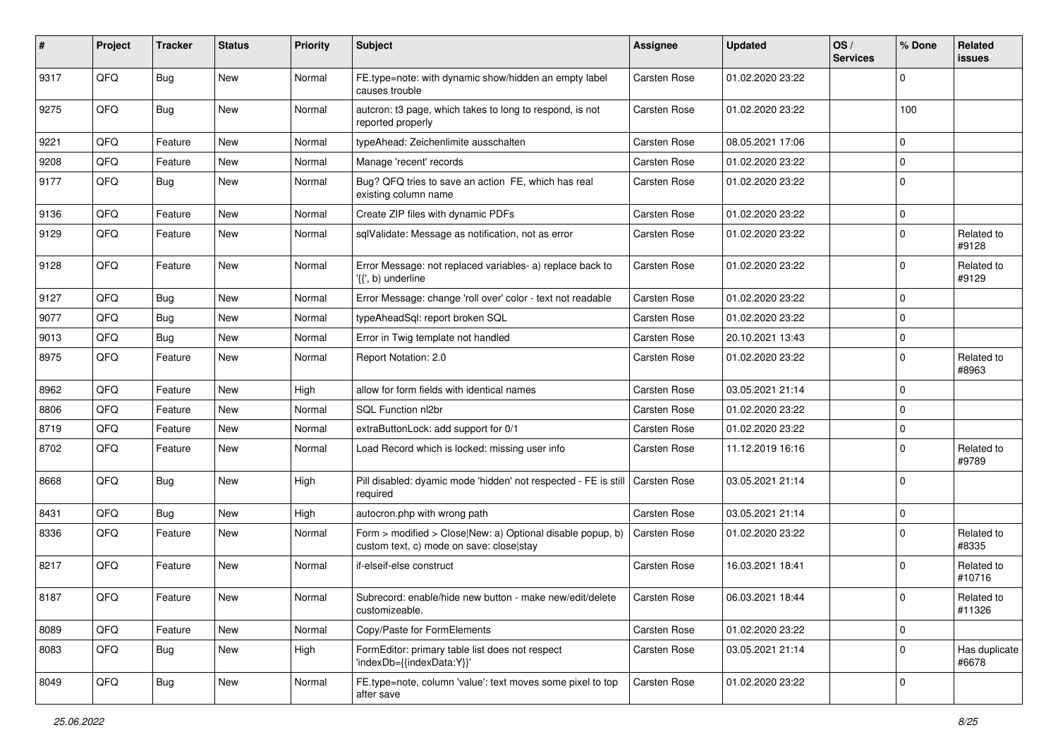| # | Project | Tracker | Status | Priority | Subject | Assignee | Updated | OS / Services | % Done | Related issues |
|---|---|---|---|---|---|---|---|---|---|---|
| 9317 | QFQ | Bug | New | Normal | FE.type=note: with dynamic show/hidden an empty label causes trouble | Carsten Rose | 01.02.2020 23:22 | | 0 | |
| 9275 | QFQ | Bug | New | Normal | autcron: t3 page, which takes to long to respond, is not reported properly | Carsten Rose | 01.02.2020 23:22 | | 100 | |
| 9221 | QFQ | Feature | New | Normal | typeAhead: Zeichenlimite ausschalten | Carsten Rose | 08.05.2021 17:06 | | 0 | |
| 9208 | QFQ | Feature | New | Normal | Manage 'recent' records | Carsten Rose | 01.02.2020 23:22 | | 0 | |
| 9177 | QFQ | Bug | New | Normal | Bug? QFQ tries to save an action FE, which has real existing column name | Carsten Rose | 01.02.2020 23:22 | | 0 | |
| 9136 | QFQ | Feature | New | Normal | Create ZIP files with dynamic PDFs | Carsten Rose | 01.02.2020 23:22 | | 0 | |
| 9129 | QFQ | Feature | New | Normal | sqlValidate: Message as notification, not as error | Carsten Rose | 01.02.2020 23:22 | | 0 | Related to #9128 |
| 9128 | QFQ | Feature | New | Normal | Error Message: not replaced variables- a) replace back to '{{', b) underline | Carsten Rose | 01.02.2020 23:22 | | 0 | Related to #9129 |
| 9127 | QFQ | Bug | New | Normal | Error Message: change 'roll over' color - text not readable | Carsten Rose | 01.02.2020 23:22 | | 0 | |
| 9077 | QFQ | Bug | New | Normal | typeAheadSql: report broken SQL | Carsten Rose | 01.02.2020 23:22 | | 0 | |
| 9013 | QFQ | Bug | New | Normal | Error in Twig template not handled | Carsten Rose | 20.10.2021 13:43 | | 0 | |
| 8975 | QFQ | Feature | New | Normal | Report Notation: 2.0 | Carsten Rose | 01.02.2020 23:22 | | 0 | Related to #8963 |
| 8962 | QFQ | Feature | New | High | allow for form fields with identical names | Carsten Rose | 03.05.2021 21:14 | | 0 | |
| 8806 | QFQ | Feature | New | Normal | SQL Function nl2br | Carsten Rose | 01.02.2020 23:22 | | 0 | |
| 8719 | QFQ | Feature | New | Normal | extraButtonLock: add support for 0/1 | Carsten Rose | 01.02.2020 23:22 | | 0 | |
| 8702 | QFQ | Feature | New | Normal | Load Record which is locked: missing user info | Carsten Rose | 11.12.2019 16:16 | | 0 | Related to #9789 |
| 8668 | QFQ | Bug | New | High | Pill disabled: dyamic mode 'hidden' not respected - FE is still required | Carsten Rose | 03.05.2021 21:14 | | 0 | |
| 8431 | QFQ | Bug | New | High | autocron.php with wrong path | Carsten Rose | 03.05.2021 21:14 | | 0 | |
| 8336 | QFQ | Feature | New | Normal | Form > modified > Close\|New: a) Optional disable popup, b) custom text, c) mode on save: close\|stay | Carsten Rose | 01.02.2020 23:22 | | 0 | Related to #8335 |
| 8217 | QFQ | Feature | New | Normal | if-elseif-else construct | Carsten Rose | 16.03.2021 18:41 | | 0 | Related to #10716 |
| 8187 | QFQ | Feature | New | Normal | Subrecord: enable/hide new button - make new/edit/delete customizeable. | Carsten Rose | 06.03.2021 18:44 | | 0 | Related to #11326 |
| 8089 | QFQ | Feature | New | Normal | Copy/Paste for FormElements | Carsten Rose | 01.02.2020 23:22 | | 0 | |
| 8083 | QFQ | Bug | New | High | FormEditor: primary table list does not respect 'indexDb={{indexData:Y}}' | Carsten Rose | 03.05.2021 21:14 | | 0 | Has duplicate #6678 |
| 8049 | QFQ | Bug | New | Normal | FE.type=note, column 'value': text moves some pixel to top after save | Carsten Rose | 01.02.2020 23:22 | | 0 | |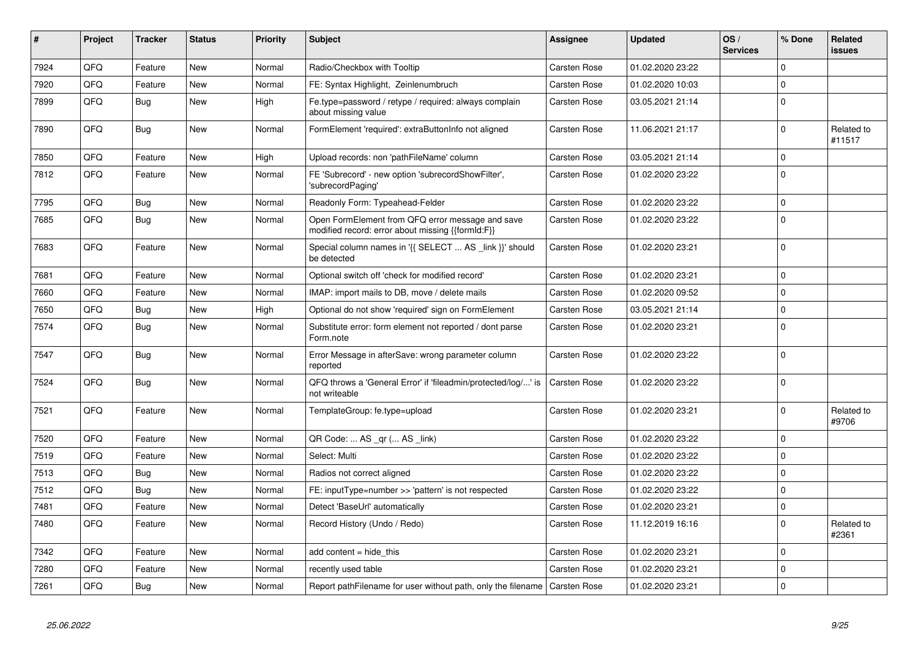| # | Project | Tracker | Status | Priority | Subject | Assignee | Updated | OS / Services | % Done | Related issues |
|---|---|---|---|---|---|---|---|---|---|---|
| 7924 | QFQ | Feature | New | Normal | Radio/Checkbox with Tooltip | Carsten Rose | 01.02.2020 23:22 | | 0 | |
| 7920 | QFQ | Feature | New | Normal | FE: Syntax Highlight, Zeinlenumbruch | Carsten Rose | 01.02.2020 10:03 | | 0 | |
| 7899 | QFQ | Bug | New | High | Fe.type=password / retype / required: always complain about missing value | Carsten Rose | 03.05.2021 21:14 | | 0 | |
| 7890 | QFQ | Bug | New | Normal | FormElement 'required': extraButtonInfo not aligned | Carsten Rose | 11.06.2021 21:17 | | 0 | Related to #11517 |
| 7850 | QFQ | Feature | New | High | Upload records: non 'pathFileName' column | Carsten Rose | 03.05.2021 21:14 | | 0 | |
| 7812 | QFQ | Feature | New | Normal | FE 'Subrecord' - new option 'subrecordShowFilter', 'subrecordPaging' | Carsten Rose | 01.02.2020 23:22 | | 0 | |
| 7795 | QFQ | Bug | New | Normal | Readonly Form: Typeahead-Felder | Carsten Rose | 01.02.2020 23:22 | | 0 | |
| 7685 | QFQ | Bug | New | Normal | Open FormElement from QFQ error message and save modified record: error about missing {{formId:F}} | Carsten Rose | 01.02.2020 23:22 | | 0 | |
| 7683 | QFQ | Feature | New | Normal | Special column names in '{{ SELECT ... AS _link }}' should be detected | Carsten Rose | 01.02.2020 23:21 | | 0 | |
| 7681 | QFQ | Feature | New | Normal | Optional switch off 'check for modified record' | Carsten Rose | 01.02.2020 23:21 | | 0 | |
| 7660 | QFQ | Feature | New | Normal | IMAP: import mails to DB, move / delete mails | Carsten Rose | 01.02.2020 09:52 | | 0 | |
| 7650 | QFQ | Bug | New | High | Optional do not show 'required' sign on FormElement | Carsten Rose | 03.05.2021 21:14 | | 0 | |
| 7574 | QFQ | Bug | New | Normal | Substitute error: form element not reported / dont parse Form.note | Carsten Rose | 01.02.2020 23:21 | | 0 | |
| 7547 | QFQ | Bug | New | Normal | Error Message in afterSave: wrong parameter column reported | Carsten Rose | 01.02.2020 23:22 | | 0 | |
| 7524 | QFQ | Bug | New | Normal | QFQ throws a 'General Error' if 'fileadmin/protected/log/...' is not writeable | Carsten Rose | 01.02.2020 23:22 | | 0 | |
| 7521 | QFQ | Feature | New | Normal | TemplateGroup: fe.type=upload | Carsten Rose | 01.02.2020 23:21 | | 0 | Related to #9706 |
| 7520 | QFQ | Feature | New | Normal | QR Code: ... AS _qr ( ... AS _link) | Carsten Rose | 01.02.2020 23:22 | | 0 | |
| 7519 | QFQ | Feature | New | Normal | Select: Multi | Carsten Rose | 01.02.2020 23:22 | | 0 | |
| 7513 | QFQ | Bug | New | Normal | Radios not correct aligned | Carsten Rose | 01.02.2020 23:22 | | 0 | |
| 7512 | QFQ | Bug | New | Normal | FE: inputType=number >> 'pattern' is not respected | Carsten Rose | 01.02.2020 23:22 | | 0 | |
| 7481 | QFQ | Feature | New | Normal | Detect 'BaseUrl' automatically | Carsten Rose | 01.02.2020 23:21 | | 0 | |
| 7480 | QFQ | Feature | New | Normal | Record History (Undo / Redo) | Carsten Rose | 11.12.2019 16:16 | | 0 | Related to #2361 |
| 7342 | QFQ | Feature | New | Normal | add content = hide_this | Carsten Rose | 01.02.2020 23:21 | | 0 | |
| 7280 | QFQ | Feature | New | Normal | recently used table | Carsten Rose | 01.02.2020 23:21 | | 0 | |
| 7261 | QFQ | Bug | New | Normal | Report pathFilename for user without path, only the filename | Carsten Rose | 01.02.2020 23:21 | | 0 | |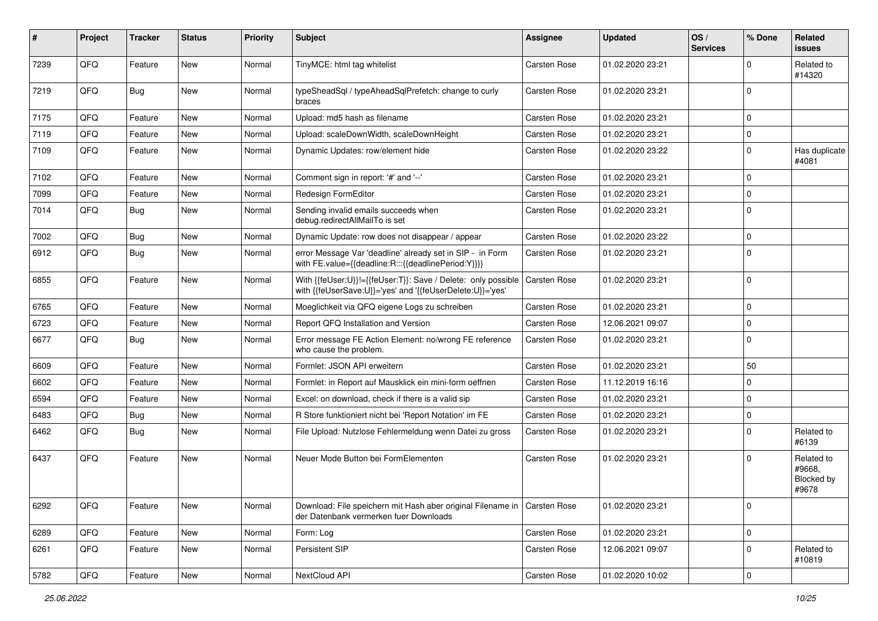| # | Project | Tracker | Status | Priority | Subject | Assignee | Updated | OS / Services | % Done | Related issues |
|---|---|---|---|---|---|---|---|---|---|---|
| 7239 | QFQ | Feature | New | Normal | TinyMCE: html tag whitelist | Carsten Rose | 01.02.2020 23:21 | | 0 | Related to #14320 |
| 7219 | QFQ | Bug | New | Normal | typeSheadSql / typeAheadSqlPrefetch: change to curly braces | Carsten Rose | 01.02.2020 23:21 | | 0 | |
| 7175 | QFQ | Feature | New | Normal | Upload: md5 hash as filename | Carsten Rose | 01.02.2020 23:21 | | 0 | |
| 7119 | QFQ | Feature | New | Normal | Upload: scaleDownWidth, scaleDownHeight | Carsten Rose | 01.02.2020 23:21 | | 0 | |
| 7109 | QFQ | Feature | New | Normal | Dynamic Updates: row/element hide | Carsten Rose | 01.02.2020 23:22 | | 0 | Has duplicate #4081 |
| 7102 | QFQ | Feature | New | Normal | Comment sign in report: '#' and '--' | Carsten Rose | 01.02.2020 23:21 | | 0 | |
| 7099 | QFQ | Feature | New | Normal | Redesign FormEditor | Carsten Rose | 01.02.2020 23:21 | | 0 | |
| 7014 | QFQ | Bug | New | Normal | Sending invalid emails succeeds when debug.redirectAllMailTo is set | Carsten Rose | 01.02.2020 23:21 | | 0 | |
| 7002 | QFQ | Bug | New | Normal | Dynamic Update: row does not disappear / appear | Carsten Rose | 01.02.2020 23:22 | | 0 | |
| 6912 | QFQ | Bug | New | Normal | error Message Var 'deadline' already set in SIP - in Form with FE.value={{deadline:R:::{{deadlinePeriod:Y}}}} | Carsten Rose | 01.02.2020 23:21 | | 0 | |
| 6855 | QFQ | Feature | New | Normal | With {{feUser:U}}!={{feUser:T}}: Save / Delete: only possible with {{feUserSave:U}}='yes' and '{{feUserDelete:U}}='yes' | Carsten Rose | 01.02.2020 23:21 | | 0 | |
| 6765 | QFQ | Feature | New | Normal | Moeglichkeit via QFQ eigene Logs zu schreiben | Carsten Rose | 01.02.2020 23:21 | | 0 | |
| 6723 | QFQ | Feature | New | Normal | Report QFQ Installation and Version | Carsten Rose | 12.06.2021 09:07 | | 0 | |
| 6677 | QFQ | Bug | New | Normal | Error message FE Action Element: no/wrong FE reference who cause the problem. | Carsten Rose | 01.02.2020 23:21 | | 0 | |
| 6609 | QFQ | Feature | New | Normal | Formlet: JSON API erweitern | Carsten Rose | 01.02.2020 23:21 | | 50 | |
| 6602 | QFQ | Feature | New | Normal | Formlet: in Report auf Mausklick ein mini-form oeffnen | Carsten Rose | 11.12.2019 16:16 | | 0 | |
| 6594 | QFQ | Feature | New | Normal | Excel: on download, check if there is a valid sip | Carsten Rose | 01.02.2020 23:21 | | 0 | |
| 6483 | QFQ | Bug | New | Normal | R Store funktioniert nicht bei 'Report Notation' im FE | Carsten Rose | 01.02.2020 23:21 | | 0 | |
| 6462 | QFQ | Bug | New | Normal | File Upload: Nutzlose Fehlermeldung wenn Datei zu gross | Carsten Rose | 01.02.2020 23:21 | | 0 | Related to #6139 |
| 6437 | QFQ | Feature | New | Normal | Neuer Mode Button bei FormElementen | Carsten Rose | 01.02.2020 23:21 | | 0 | Related to #9668, Blocked by #9678 |
| 6292 | QFQ | Feature | New | Normal | Download: File speichern mit Hash aber original Filename in der Datenbank vermerken fuer Downloads | Carsten Rose | 01.02.2020 23:21 | | 0 | |
| 6289 | QFQ | Feature | New | Normal | Form: Log | Carsten Rose | 01.02.2020 23:21 | | 0 | |
| 6261 | QFQ | Feature | New | Normal | Persistent SIP | Carsten Rose | 12.06.2021 09:07 | | 0 | Related to #10819 |
| 5782 | QFQ | Feature | New | Normal | NextCloud API | Carsten Rose | 01.02.2020 10:02 | | 0 | |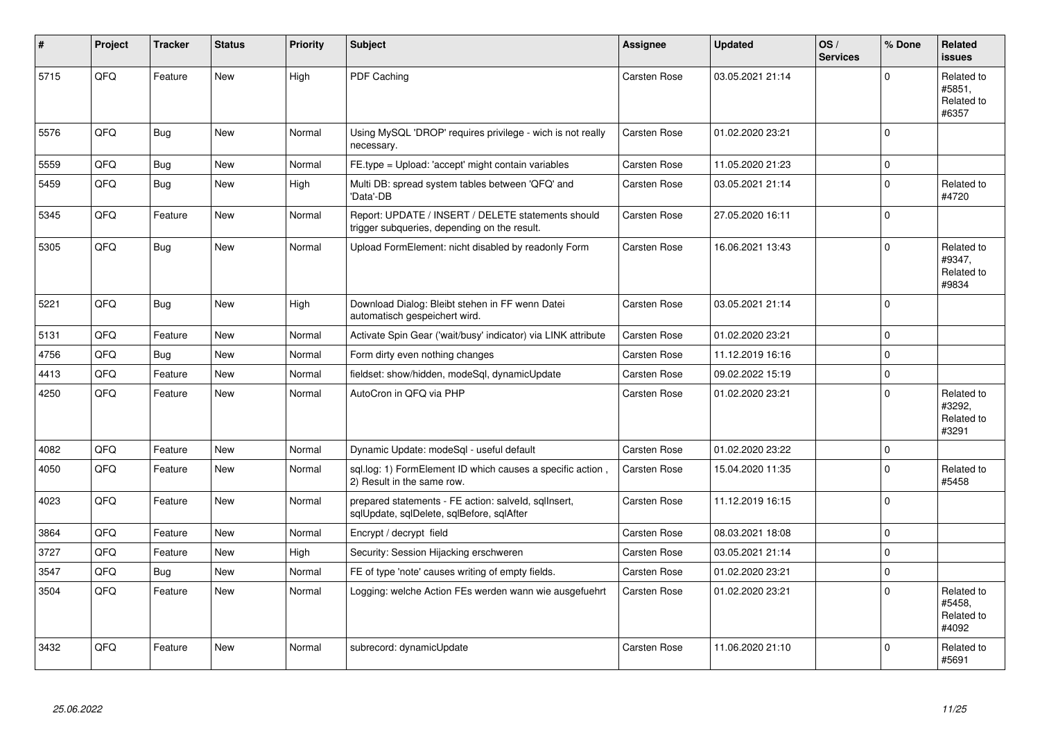| # | Project | Tracker | Status | Priority | Subject | Assignee | Updated | OS / Services | % Done | Related issues |
|---|---|---|---|---|---|---|---|---|---|---|
| 5715 | QFQ | Feature | New | High | PDF Caching | Carsten Rose | 03.05.2021 21:14 | | 0 | Related to #5851, Related to #6357 |
| 5576 | QFQ | Bug | New | Normal | Using MySQL 'DROP' requires privilege - wich is not really necessary. | Carsten Rose | 01.02.2020 23:21 | | 0 | |
| 5559 | QFQ | Bug | New | Normal | FE.type = Upload: 'accept' might contain variables | Carsten Rose | 11.05.2020 21:23 | | 0 | |
| 5459 | QFQ | Bug | New | High | Multi DB: spread system tables between 'QFQ' and 'Data'-DB | Carsten Rose | 03.05.2021 21:14 | | 0 | Related to #4720 |
| 5345 | QFQ | Feature | New | Normal | Report: UPDATE / INSERT / DELETE statements should trigger subqueries, depending on the result. | Carsten Rose | 27.05.2020 16:11 | | 0 | |
| 5305 | QFQ | Bug | New | Normal | Upload FormElement: nicht disabled by readonly Form | Carsten Rose | 16.06.2021 13:43 | | 0 | Related to #9347, Related to #9834 |
| 5221 | QFQ | Bug | New | High | Download Dialog: Bleibt stehen in FF wenn Datei automatisch gespeichert wird. | Carsten Rose | 03.05.2021 21:14 | | 0 | |
| 5131 | QFQ | Feature | New | Normal | Activate Spin Gear ('wait/busy' indicator) via LINK attribute | Carsten Rose | 01.02.2020 23:21 | | 0 | |
| 4756 | QFQ | Bug | New | Normal | Form dirty even nothing changes | Carsten Rose | 11.12.2019 16:16 | | 0 | |
| 4413 | QFQ | Feature | New | Normal | fieldset: show/hidden, modeSql, dynamicUpdate | Carsten Rose | 09.02.2022 15:19 | | 0 | |
| 4250 | QFQ | Feature | New | Normal | AutoCron in QFQ via PHP | Carsten Rose | 01.02.2020 23:21 | | 0 | Related to #3292, Related to #3291 |
| 4082 | QFQ | Feature | New | Normal | Dynamic Update: modeSql - useful default | Carsten Rose | 01.02.2020 23:22 | | 0 | |
| 4050 | QFQ | Feature | New | Normal | sql.log: 1) FormElement ID which causes a specific action , 2) Result in the same row. | Carsten Rose | 15.04.2020 11:35 | | 0 | Related to #5458 |
| 4023 | QFQ | Feature | New | Normal | prepared statements - FE action: salveId, sqlInsert, sqlUpdate, sqlDelete, sqlBefore, sqlAfter | Carsten Rose | 11.12.2019 16:15 | | 0 | |
| 3864 | QFQ | Feature | New | Normal | Encrypt / decrypt field | Carsten Rose | 08.03.2021 18:08 | | 0 | |
| 3727 | QFQ | Feature | New | High | Security: Session Hijacking erschweren | Carsten Rose | 03.05.2021 21:14 | | 0 | |
| 3547 | QFQ | Bug | New | Normal | FE of type 'note' causes writing of empty fields. | Carsten Rose | 01.02.2020 23:21 | | 0 | |
| 3504 | QFQ | Feature | New | Normal | Logging: welche Action FEs werden wann wie ausgefuehrt | Carsten Rose | 01.02.2020 23:21 | | 0 | Related to #5458, Related to #4092 |
| 3432 | QFQ | Feature | New | Normal | subrecord: dynamicUpdate | Carsten Rose | 11.06.2020 21:10 | | 0 | Related to #5691 |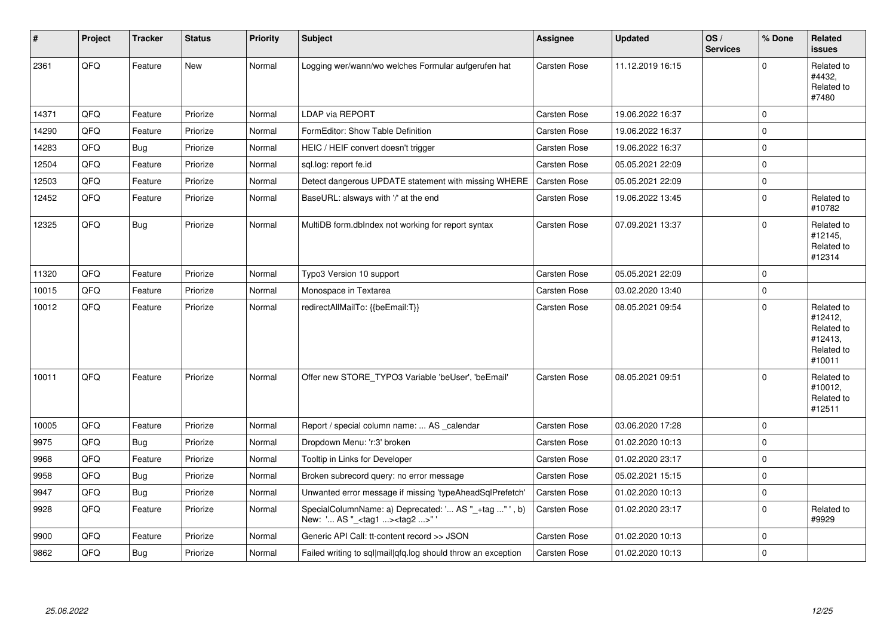| # | Project | Tracker | Status | Priority | Subject | Assignee | Updated | OS / Services | % Done | Related issues |
|---|---|---|---|---|---|---|---|---|---|---|
| 2361 | QFQ | Feature | New | Normal | Logging wer/wann/wo welches Formular aufgerufen hat | Carsten Rose | 11.12.2019 16:15 | | 0 | Related to #4432, Related to #7480 |
| 14371 | QFQ | Feature | Priorize | Normal | LDAP via REPORT | Carsten Rose | 19.06.2022 16:37 | | 0 | |
| 14290 | QFQ | Feature | Priorize | Normal | FormEditor: Show Table Definition | Carsten Rose | 19.06.2022 16:37 | | 0 | |
| 14283 | QFQ | Bug | Priorize | Normal | HEIC / HEIF convert doesn't trigger | Carsten Rose | 19.06.2022 16:37 | | 0 | |
| 12504 | QFQ | Feature | Priorize | Normal | sql.log: report fe.id | Carsten Rose | 05.05.2021 22:09 | | 0 | |
| 12503 | QFQ | Feature | Priorize | Normal | Detect dangerous UPDATE statement with missing WHERE | Carsten Rose | 05.05.2021 22:09 | | 0 | |
| 12452 | QFQ | Feature | Priorize | Normal | BaseURL: alsways with '/' at the end | Carsten Rose | 19.06.2022 13:45 | | 0 | Related to #10782 |
| 12325 | QFQ | Bug | Priorize | Normal | MultiDB form.dbIndex not working for report syntax | Carsten Rose | 07.09.2021 13:37 | | 0 | Related to #12145, Related to #12314 |
| 11320 | QFQ | Feature | Priorize | Normal | Typo3 Version 10 support | Carsten Rose | 05.05.2021 22:09 | | 0 | |
| 10015 | QFQ | Feature | Priorize | Normal | Monospace in Textarea | Carsten Rose | 03.02.2020 13:40 | | 0 | |
| 10012 | QFQ | Feature | Priorize | Normal | redirectAllMailTo: {{beEmail:T}} | Carsten Rose | 08.05.2021 09:54 | | 0 | Related to #12412, Related to #12413, Related to #10011 |
| 10011 | QFQ | Feature | Priorize | Normal | Offer new STORE_TYPO3 Variable 'beUser', 'beEmail' | Carsten Rose | 08.05.2021 09:51 | | 0 | Related to #10012, Related to #12511 |
| 10005 | QFQ | Feature | Priorize | Normal | Report / special column name: ... AS _calendar | Carsten Rose | 03.06.2020 17:28 | | 0 | |
| 9975 | QFQ | Bug | Priorize | Normal | Dropdown Menu: 'r:3' broken | Carsten Rose | 01.02.2020 10:13 | | 0 | |
| 9968 | QFQ | Feature | Priorize | Normal | Tooltip in Links for Developer | Carsten Rose | 01.02.2020 23:17 | | 0 | |
| 9958 | QFQ | Bug | Priorize | Normal | Broken subrecord query: no error message | Carsten Rose | 05.02.2021 15:15 | | 0 | |
| 9947 | QFQ | Bug | Priorize | Normal | Unwanted error message if missing 'typeAheadSqlPrefetch' | Carsten Rose | 01.02.2020 10:13 | | 0 | |
| 9928 | QFQ | Feature | Priorize | Normal | SpecialColumnName: a) Deprecated: '... AS "_+tag ..." ', b) New: '... AS "_<tag1 ...><tag2 ...>" ' | Carsten Rose | 01.02.2020 23:17 | | 0 | Related to #9929 |
| 9900 | QFQ | Feature | Priorize | Normal | Generic API Call: tt-content record >> JSON | Carsten Rose | 01.02.2020 10:13 | | 0 | |
| 9862 | QFQ | Bug | Priorize | Normal | Failed writing to sql\|mail\|qfq.log should throw an exception | Carsten Rose | 01.02.2020 10:13 | | 0 | |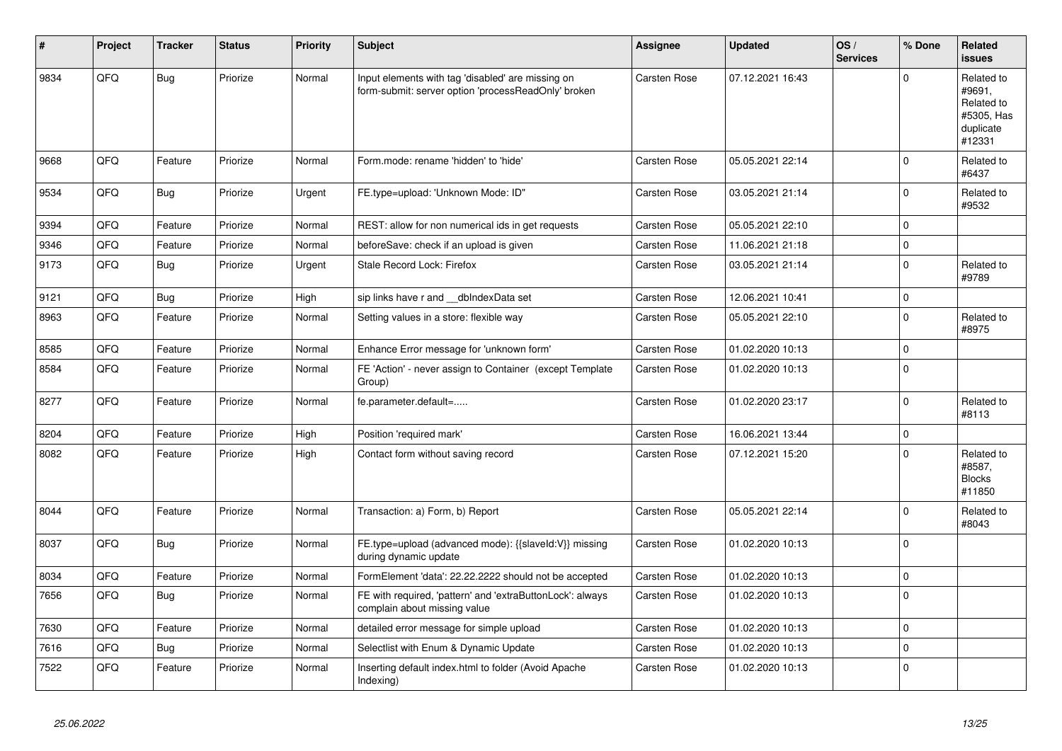| # | Project | Tracker | Status | Priority | Subject | Assignee | Updated | OS / Services | % Done | Related issues |
|---|---|---|---|---|---|---|---|---|---|---|
| 9834 | QFQ | Bug | Priorize | Normal | Input elements with tag 'disabled' are missing on form-submit: server option 'processReadOnly' broken | Carsten Rose | 07.12.2021 16:43 | | 0 | Related to #9691, Related to #5305, Has duplicate #12331 |
| 9668 | QFQ | Feature | Priorize | Normal | Form.mode: rename 'hidden' to 'hide' | Carsten Rose | 05.05.2021 22:14 | | 0 | Related to #6437 |
| 9534 | QFQ | Bug | Priorize | Urgent | FE.type=upload: 'Unknown Mode: ID" | Carsten Rose | 03.05.2021 21:14 | | 0 | Related to #9532 |
| 9394 | QFQ | Feature | Priorize | Normal | REST: allow for non numerical ids in get requests | Carsten Rose | 05.05.2021 22:10 | | 0 | |
| 9346 | QFQ | Feature | Priorize | Normal | beforeSave: check if an upload is given | Carsten Rose | 11.06.2021 21:18 | | 0 | |
| 9173 | QFQ | Bug | Priorize | Urgent | Stale Record Lock: Firefox | Carsten Rose | 03.05.2021 21:14 | | 0 | Related to #9789 |
| 9121 | QFQ | Bug | Priorize | High | sip links have r and __dbIndexData set | Carsten Rose | 12.06.2021 10:41 | | 0 | |
| 8963 | QFQ | Feature | Priorize | Normal | Setting values in a store: flexible way | Carsten Rose | 05.05.2021 22:10 | | 0 | Related to #8975 |
| 8585 | QFQ | Feature | Priorize | Normal | Enhance Error message for 'unknown form' | Carsten Rose | 01.02.2020 10:13 | | 0 | |
| 8584 | QFQ | Feature | Priorize | Normal | FE 'Action' - never assign to Container (except Template Group) | Carsten Rose | 01.02.2020 10:13 | | 0 | |
| 8277 | QFQ | Feature | Priorize | Normal | fe.parameter.default=..... | Carsten Rose | 01.02.2020 23:17 | | 0 | Related to #8113 |
| 8204 | QFQ | Feature | Priorize | High | Position 'required mark' | Carsten Rose | 16.06.2021 13:44 | | 0 | |
| 8082 | QFQ | Feature | Priorize | High | Contact form without saving record | Carsten Rose | 07.12.2021 15:20 | | 0 | Related to #8587, Blocks #11850 |
| 8044 | QFQ | Feature | Priorize | Normal | Transaction: a) Form, b) Report | Carsten Rose | 05.05.2021 22:14 | | 0 | Related to #8043 |
| 8037 | QFQ | Bug | Priorize | Normal | FE.type=upload (advanced mode): {{slaveId:V}} missing during dynamic update | Carsten Rose | 01.02.2020 10:13 | | 0 | |
| 8034 | QFQ | Feature | Priorize | Normal | FormElement 'data': 22.22.2222 should not be accepted | Carsten Rose | 01.02.2020 10:13 | | 0 | |
| 7656 | QFQ | Bug | Priorize | Normal | FE with required, 'pattern' and 'extraButtonLock': always complain about missing value | Carsten Rose | 01.02.2020 10:13 | | 0 | |
| 7630 | QFQ | Feature | Priorize | Normal | detailed error message for simple upload | Carsten Rose | 01.02.2020 10:13 | | 0 | |
| 7616 | QFQ | Bug | Priorize | Normal | Selectlist with Enum & Dynamic Update | Carsten Rose | 01.02.2020 10:13 | | 0 | |
| 7522 | QFQ | Feature | Priorize | Normal | Inserting default index.html to folder (Avoid Apache Indexing) | Carsten Rose | 01.02.2020 10:13 | | 0 | |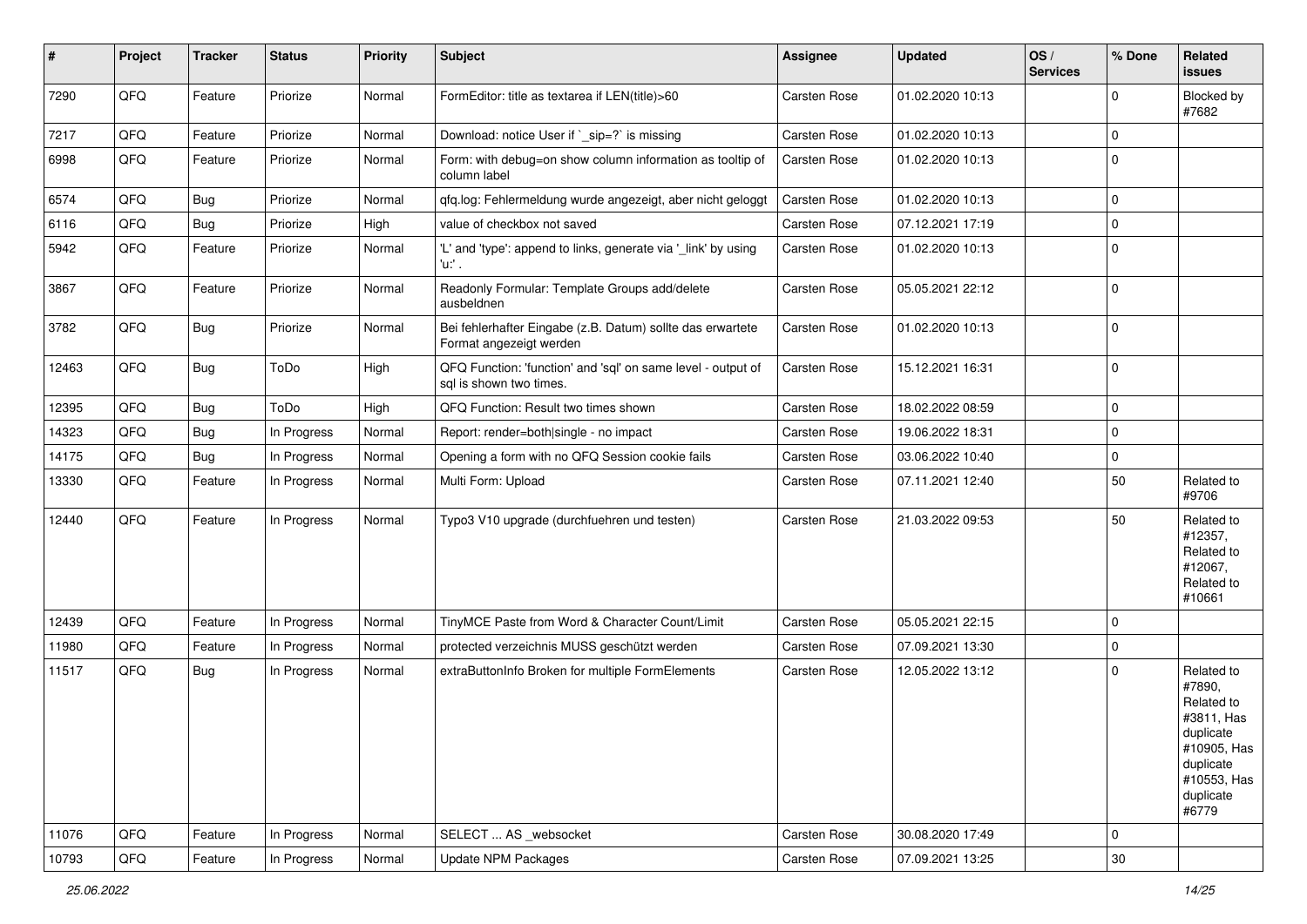| # | Project | Tracker | Status | Priority | Subject | Assignee | Updated | OS / Services | % Done | Related issues |
|---|---|---|---|---|---|---|---|---|---|---|
| 7290 | QFQ | Feature | Priorize | Normal | FormEditor: title as textarea if LEN(title)>60 | Carsten Rose | 01.02.2020 10:13 | | 0 | Blocked by #7682 |
| 7217 | QFQ | Feature | Priorize | Normal | Download: notice User if `_sip=?` is missing | Carsten Rose | 01.02.2020 10:13 | | 0 | |
| 6998 | QFQ | Feature | Priorize | Normal | Form: with debug=on show column information as tooltip of column label | Carsten Rose | 01.02.2020 10:13 | | 0 | |
| 6574 | QFQ | Bug | Priorize | Normal | qfq.log: Fehlermeldung wurde angezeigt, aber nicht geloggt | Carsten Rose | 01.02.2020 10:13 | | 0 | |
| 6116 | QFQ | Bug | Priorize | High | value of checkbox not saved | Carsten Rose | 07.12.2021 17:19 | | 0 | |
| 5942 | QFQ | Feature | Priorize | Normal | 'L' and 'type': append to links, generate via '_link' by using 'u:' . | Carsten Rose | 01.02.2020 10:13 | | 0 | |
| 3867 | QFQ | Feature | Priorize | Normal | Readonly Formular: Template Groups add/delete ausbeldnen | Carsten Rose | 05.05.2021 22:12 | | 0 | |
| 3782 | QFQ | Bug | Priorize | Normal | Bei fehlerhafter Eingabe (z.B. Datum) sollte das erwartete Format angezeigt werden | Carsten Rose | 01.02.2020 10:13 | | 0 | |
| 12463 | QFQ | Bug | ToDo | High | QFQ Function: 'function' and 'sql' on same level - output of sql is shown two times. | Carsten Rose | 15.12.2021 16:31 | | 0 | |
| 12395 | QFQ | Bug | ToDo | High | QFQ Function: Result two times shown | Carsten Rose | 18.02.2022 08:59 | | 0 | |
| 14323 | QFQ | Bug | In Progress | Normal | Report: render=both\|single - no impact | Carsten Rose | 19.06.2022 18:31 | | 0 | |
| 14175 | QFQ | Bug | In Progress | Normal | Opening a form with no QFQ Session cookie fails | Carsten Rose | 03.06.2022 10:40 | | 0 | |
| 13330 | QFQ | Feature | In Progress | Normal | Multi Form: Upload | Carsten Rose | 07.11.2021 12:40 | | 50 | Related to #9706 |
| 12440 | QFQ | Feature | In Progress | Normal | Typo3 V10 upgrade (durchfuehren und testen) | Carsten Rose | 21.03.2022 09:53 | | 50 | Related to #12357, Related to #12067, Related to #10661 |
| 12439 | QFQ | Feature | In Progress | Normal | TinyMCE Paste from Word & Character Count/Limit | Carsten Rose | 05.05.2021 22:15 | | 0 | |
| 11980 | QFQ | Feature | In Progress | Normal | protected verzeichnis MUSS geschützt werden | Carsten Rose | 07.09.2021 13:30 | | 0 | |
| 11517 | QFQ | Bug | In Progress | Normal | extraButtonInfo Broken for multiple FormElements | Carsten Rose | 12.05.2022 13:12 | | 0 | Related to #7890, Related to #3811, Has duplicate #10905, Has duplicate #10553, Has duplicate #6779 |
| 11076 | QFQ | Feature | In Progress | Normal | SELECT ... AS _websocket | Carsten Rose | 30.08.2020 17:49 | | 0 | |
| 10793 | QFQ | Feature | In Progress | Normal | Update NPM Packages | Carsten Rose | 07.09.2021 13:25 | | 30 | |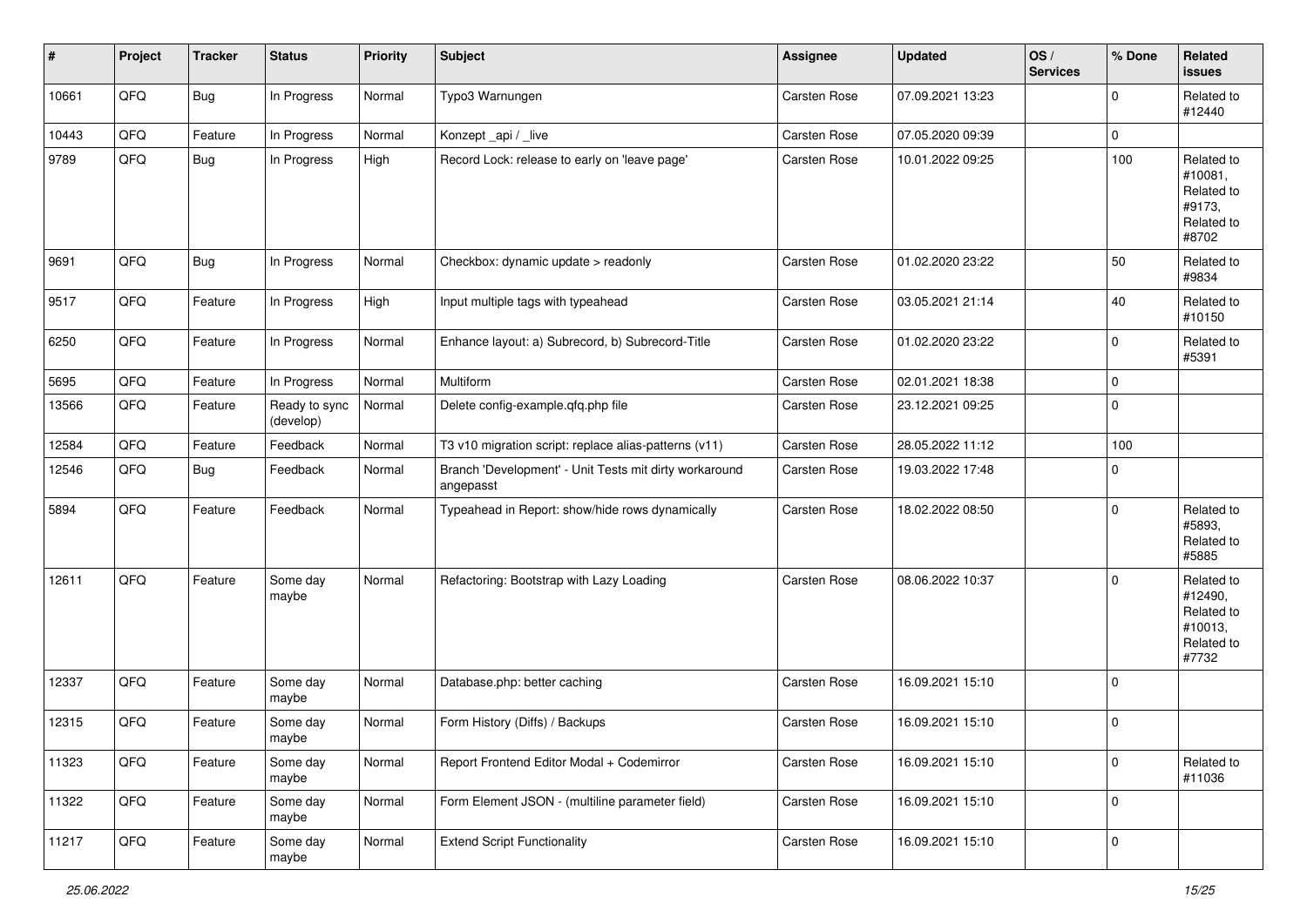| # | Project | Tracker | Status | Priority | Subject | Assignee | Updated | OS / Services | % Done | Related issues |
|---|---|---|---|---|---|---|---|---|---|---|
| 10661 | QFQ | Bug | In Progress | Normal | Typo3 Warnungen | Carsten Rose | 07.09.2021 13:23 | | 0 | Related to #12440 |
| 10443 | QFQ | Feature | In Progress | Normal | Konzept _api / _live | Carsten Rose | 07.05.2020 09:39 | | 0 | |
| 9789 | QFQ | Bug | In Progress | High | Record Lock: release to early on 'leave page' | Carsten Rose | 10.01.2022 09:25 | | 100 | Related to #10081, Related to #9173, Related to #8702 |
| 9691 | QFQ | Bug | In Progress | Normal | Checkbox: dynamic update > readonly | Carsten Rose | 01.02.2020 23:22 | | 50 | Related to #9834 |
| 9517 | QFQ | Feature | In Progress | High | Input multiple tags with typeahead | Carsten Rose | 03.05.2021 21:14 | | 40 | Related to #10150 |
| 6250 | QFQ | Feature | In Progress | Normal | Enhance layout: a) Subrecord, b) Subrecord-Title | Carsten Rose | 01.02.2020 23:22 | | 0 | Related to #5391 |
| 5695 | QFQ | Feature | In Progress | Normal | Multiform | Carsten Rose | 02.01.2021 18:38 | | 0 | |
| 13566 | QFQ | Feature | Ready to sync (develop) | Normal | Delete config-example.qfq.php file | Carsten Rose | 23.12.2021 09:25 | | 0 | |
| 12584 | QFQ | Feature | Feedback | Normal | T3 v10 migration script: replace alias-patterns (v11) | Carsten Rose | 28.05.2022 11:12 | | 100 | |
| 12546 | QFQ | Bug | Feedback | Normal | Branch 'Development' - Unit Tests mit dirty workaround angepasst | Carsten Rose | 19.03.2022 17:48 | | 0 | |
| 5894 | QFQ | Feature | Feedback | Normal | Typeahead in Report: show/hide rows dynamically | Carsten Rose | 18.02.2022 08:50 | | 0 | Related to #5893, Related to #5885 |
| 12611 | QFQ | Feature | Some day maybe | Normal | Refactoring: Bootstrap with Lazy Loading | Carsten Rose | 08.06.2022 10:37 | | 0 | Related to #12490, Related to #10013, Related to #7732 |
| 12337 | QFQ | Feature | Some day maybe | Normal | Database.php: better caching | Carsten Rose | 16.09.2021 15:10 | | 0 | |
| 12315 | QFQ | Feature | Some day maybe | Normal | Form History (Diffs) / Backups | Carsten Rose | 16.09.2021 15:10 | | 0 | |
| 11323 | QFQ | Feature | Some day maybe | Normal | Report Frontend Editor Modal + Codemirror | Carsten Rose | 16.09.2021 15:10 | | 0 | Related to #11036 |
| 11322 | QFQ | Feature | Some day maybe | Normal | Form Element JSON - (multiline parameter field) | Carsten Rose | 16.09.2021 15:10 | | 0 | |
| 11217 | QFQ | Feature | Some day maybe | Normal | Extend Script Functionality | Carsten Rose | 16.09.2021 15:10 | | 0 | |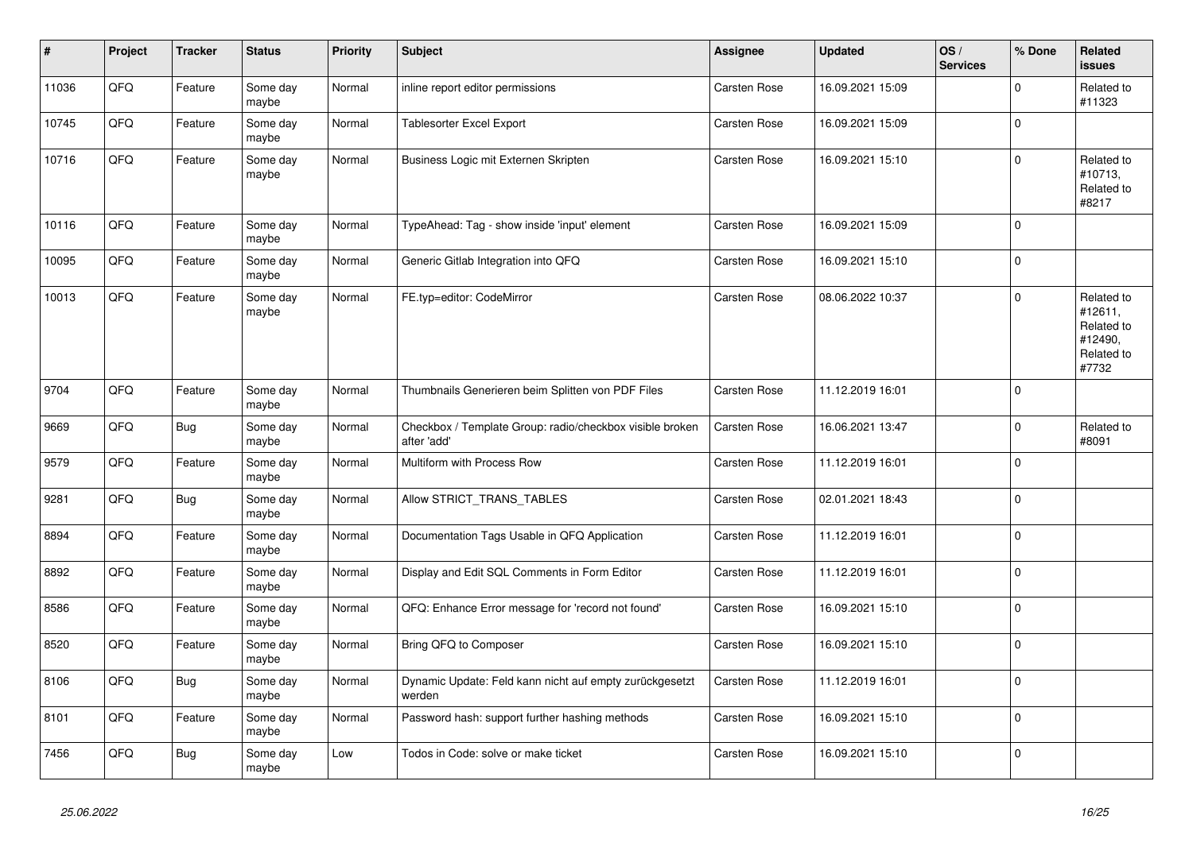| # | Project | Tracker | Status | Priority | Subject | Assignee | Updated | OS / Services | % Done | Related issues |
|---|---|---|---|---|---|---|---|---|---|---|
| 11036 | QFQ | Feature | Some day maybe | Normal | inline report editor permissions | Carsten Rose | 16.09.2021 15:09 | | 0 | Related to #11323 |
| 10745 | QFQ | Feature | Some day maybe | Normal | Tablesorter Excel Export | Carsten Rose | 16.09.2021 15:09 | | 0 | |
| 10716 | QFQ | Feature | Some day maybe | Normal | Business Logic mit Externen Skripten | Carsten Rose | 16.09.2021 15:10 | | 0 | Related to #10713, Related to #8217 |
| 10116 | QFQ | Feature | Some day maybe | Normal | TypeAhead: Tag - show inside 'input' element | Carsten Rose | 16.09.2021 15:09 | | 0 | |
| 10095 | QFQ | Feature | Some day maybe | Normal | Generic Gitlab Integration into QFQ | Carsten Rose | 16.09.2021 15:10 | | 0 | |
| 10013 | QFQ | Feature | Some day maybe | Normal | FE.typ=editor: CodeMirror | Carsten Rose | 08.06.2022 10:37 | | 0 | Related to #12611, Related to #12490, Related to #7732 |
| 9704 | QFQ | Feature | Some day maybe | Normal | Thumbnails Generieren beim Splitten von PDF Files | Carsten Rose | 11.12.2019 16:01 | | 0 | |
| 9669 | QFQ | Bug | Some day maybe | Normal | Checkbox / Template Group: radio/checkbox visible broken after 'add' | Carsten Rose | 16.06.2021 13:47 | | 0 | Related to #8091 |
| 9579 | QFQ | Feature | Some day maybe | Normal | Multiform with Process Row | Carsten Rose | 11.12.2019 16:01 | | 0 | |
| 9281 | QFQ | Bug | Some day maybe | Normal | Allow STRICT_TRANS_TABLES | Carsten Rose | 02.01.2021 18:43 | | 0 | |
| 8894 | QFQ | Feature | Some day maybe | Normal | Documentation Tags Usable in QFQ Application | Carsten Rose | 11.12.2019 16:01 | | 0 | |
| 8892 | QFQ | Feature | Some day maybe | Normal | Display and Edit SQL Comments in Form Editor | Carsten Rose | 11.12.2019 16:01 | | 0 | |
| 8586 | QFQ | Feature | Some day maybe | Normal | QFQ: Enhance Error message for 'record not found' | Carsten Rose | 16.09.2021 15:10 | | 0 | |
| 8520 | QFQ | Feature | Some day maybe | Normal | Bring QFQ to Composer | Carsten Rose | 16.09.2021 15:10 | | 0 | |
| 8106 | QFQ | Bug | Some day maybe | Normal | Dynamic Update: Feld kann nicht auf empty zurückgesetzt werden | Carsten Rose | 11.12.2019 16:01 | | 0 | |
| 8101 | QFQ | Feature | Some day maybe | Normal | Password hash: support further hashing methods | Carsten Rose | 16.09.2021 15:10 | | 0 | |
| 7456 | QFQ | Bug | Some day maybe | Low | Todos in Code: solve or make ticket | Carsten Rose | 16.09.2021 15:10 | | 0 | |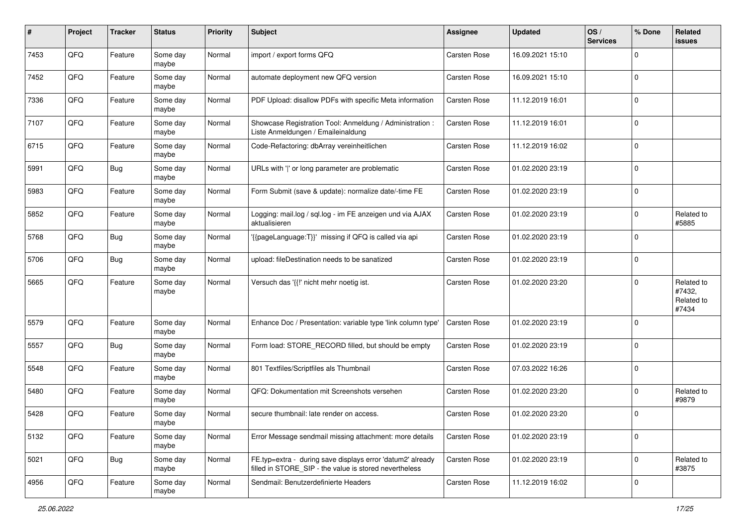| # | Project | Tracker | Status | Priority | Subject | Assignee | Updated | OS / Services | % Done | Related issues |
|---|---|---|---|---|---|---|---|---|---|---|
| 7453 | QFQ | Feature | Some day maybe | Normal | import / export forms QFQ | Carsten Rose | 16.09.2021 15:10 | | 0 | |
| 7452 | QFQ | Feature | Some day maybe | Normal | automate deployment new QFQ version | Carsten Rose | 16.09.2021 15:10 | | 0 | |
| 7336 | QFQ | Feature | Some day maybe | Normal | PDF Upload: disallow PDFs with specific Meta information | Carsten Rose | 11.12.2019 16:01 | | 0 | |
| 7107 | QFQ | Feature | Some day maybe | Normal | Showcase Registration Tool: Anmeldung / Administration : Liste Anmeldungen / Emaileinaldung | Carsten Rose | 11.12.2019 16:01 | | 0 | |
| 6715 | QFQ | Feature | Some day maybe | Normal | Code-Refactoring: dbArray vereinheitlichen | Carsten Rose | 11.12.2019 16:02 | | 0 | |
| 5991 | QFQ | Bug | Some day maybe | Normal | URLs with '\|' or long parameter are problematic | Carsten Rose | 01.02.2020 23:19 | | 0 | |
| 5983 | QFQ | Feature | Some day maybe | Normal | Form Submit (save & update): normalize date/-time FE | Carsten Rose | 01.02.2020 23:19 | | 0 | |
| 5852 | QFQ | Feature | Some day maybe | Normal | Logging: mail.log / sql.log - im FE anzeigen und via AJAX aktualisieren | Carsten Rose | 01.02.2020 23:19 | | 0 | Related to #5885 |
| 5768 | QFQ | Bug | Some day maybe | Normal | '{{pageLanguage:T}}' missing if QFQ is called via api | Carsten Rose | 01.02.2020 23:19 | | 0 | |
| 5706 | QFQ | Bug | Some day maybe | Normal | upload: fileDestination needs to be sanatized | Carsten Rose | 01.02.2020 23:19 | | 0 | |
| 5665 | QFQ | Feature | Some day maybe | Normal | Versuch das '{{!' nicht mehr noetig ist. | Carsten Rose | 01.02.2020 23:20 | | 0 | Related to #7432, Related to #7434 |
| 5579 | QFQ | Feature | Some day maybe | Normal | Enhance Doc / Presentation: variable type 'link column type' | Carsten Rose | 01.02.2020 23:19 | | 0 | |
| 5557 | QFQ | Bug | Some day maybe | Normal | Form load: STORE_RECORD filled, but should be empty | Carsten Rose | 01.02.2020 23:19 | | 0 | |
| 5548 | QFQ | Feature | Some day maybe | Normal | 801 Textfiles/Scriptfiles als Thumbnail | Carsten Rose | 07.03.2022 16:26 | | 0 | |
| 5480 | QFQ | Feature | Some day maybe | Normal | QFQ: Dokumentation mit Screenshots versehen | Carsten Rose | 01.02.2020 23:20 | | 0 | Related to #9879 |
| 5428 | QFQ | Feature | Some day maybe | Normal | secure thumbnail: late render on access. | Carsten Rose | 01.02.2020 23:20 | | 0 | |
| 5132 | QFQ | Feature | Some day maybe | Normal | Error Message sendmail missing attachment: more details | Carsten Rose | 01.02.2020 23:19 | | 0 | |
| 5021 | QFQ | Bug | Some day maybe | Normal | FE.typ=extra - during save displays error 'datum2' already filled in STORE_SIP - the value is stored nevertheless | Carsten Rose | 01.02.2020 23:19 | | 0 | Related to #3875 |
| 4956 | QFQ | Feature | Some day maybe | Normal | Sendmail: Benutzerdefinierte Headers | Carsten Rose | 11.12.2019 16:02 | | 0 | |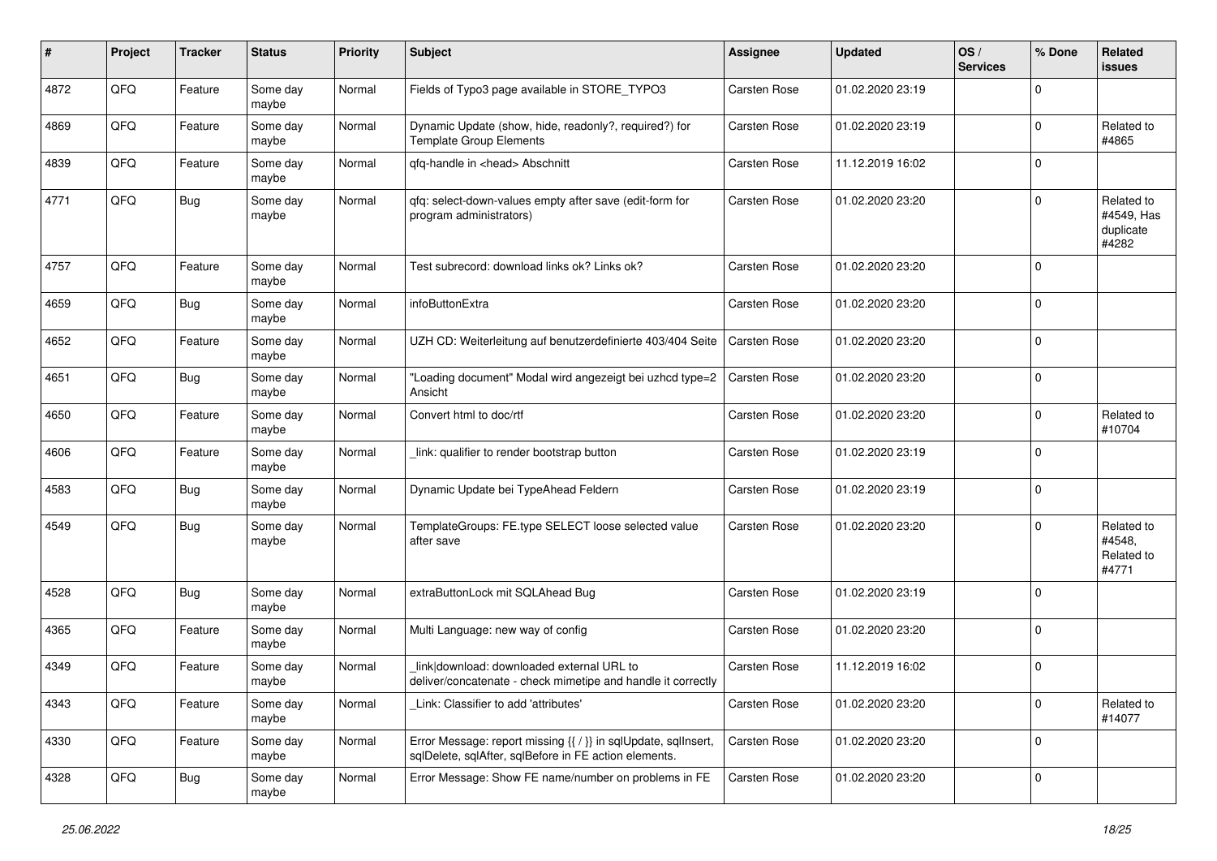| # | Project | Tracker | Status | Priority | Subject | Assignee | Updated | OS / Services | % Done | Related issues |
|---|---|---|---|---|---|---|---|---|---|---|
| 4872 | QFQ | Feature | Some day maybe | Normal | Fields of Typo3 page available in STORE_TYPO3 | Carsten Rose | 01.02.2020 23:19 | | 0 | |
| 4869 | QFQ | Feature | Some day maybe | Normal | Dynamic Update (show, hide, readonly?, required?) for Template Group Elements | Carsten Rose | 01.02.2020 23:19 | | 0 | Related to #4865 |
| 4839 | QFQ | Feature | Some day maybe | Normal | qfq-handle in <head> Abschnitt | Carsten Rose | 11.12.2019 16:02 | | 0 | |
| 4771 | QFQ | Bug | Some day maybe | Normal | qfq: select-down-values empty after save (edit-form for program administrators) | Carsten Rose | 01.02.2020 23:20 | | 0 | Related to #4549, Has duplicate #4282 |
| 4757 | QFQ | Feature | Some day maybe | Normal | Test subrecord: download links ok? Links ok? | Carsten Rose | 01.02.2020 23:20 | | 0 | |
| 4659 | QFQ | Bug | Some day maybe | Normal | infoButtonExtra | Carsten Rose | 01.02.2020 23:20 | | 0 | |
| 4652 | QFQ | Feature | Some day maybe | Normal | UZH CD: Weiterleitung auf benutzerdefinierte 403/404 Seite | Carsten Rose | 01.02.2020 23:20 | | 0 | |
| 4651 | QFQ | Bug | Some day maybe | Normal | "Loading document" Modal wird angezeigt bei uzhcd type=2 Ansicht | Carsten Rose | 01.02.2020 23:20 | | 0 | |
| 4650 | QFQ | Feature | Some day maybe | Normal | Convert html to doc/rtf | Carsten Rose | 01.02.2020 23:20 | | 0 | Related to #10704 |
| 4606 | QFQ | Feature | Some day maybe | Normal | _link: qualifier to render bootstrap button | Carsten Rose | 01.02.2020 23:19 | | 0 | |
| 4583 | QFQ | Bug | Some day maybe | Normal | Dynamic Update bei TypeAhead Feldern | Carsten Rose | 01.02.2020 23:19 | | 0 | |
| 4549 | QFQ | Bug | Some day maybe | Normal | TemplateGroups: FE.type SELECT loose selected value after save | Carsten Rose | 01.02.2020 23:20 | | 0 | Related to #4548, Related to #4771 |
| 4528 | QFQ | Bug | Some day maybe | Normal | extraButtonLock mit SQLAhead Bug | Carsten Rose | 01.02.2020 23:19 | | 0 | |
| 4365 | QFQ | Feature | Some day maybe | Normal | Multi Language: new way of config | Carsten Rose | 01.02.2020 23:20 | | 0 | |
| 4349 | QFQ | Feature | Some day maybe | Normal | _link\|download: downloaded external URL to deliver/concatenate - check mimetipe and handle it correctly | Carsten Rose | 11.12.2019 16:02 | | 0 | |
| 4343 | QFQ | Feature | Some day maybe | Normal | _Link: Classifier to add 'attributes' | Carsten Rose | 01.02.2020 23:20 | | 0 | Related to #14077 |
| 4330 | QFQ | Feature | Some day maybe | Normal | Error Message: report missing {{ / }} in sqlUpdate, sqlInsert, sqlDelete, sqlAfter, sqlBefore in FE action elements. | Carsten Rose | 01.02.2020 23:20 | | 0 | |
| 4328 | QFQ | Bug | Some day maybe | Normal | Error Message: Show FE name/number on problems in FE | Carsten Rose | 01.02.2020 23:20 | | 0 | |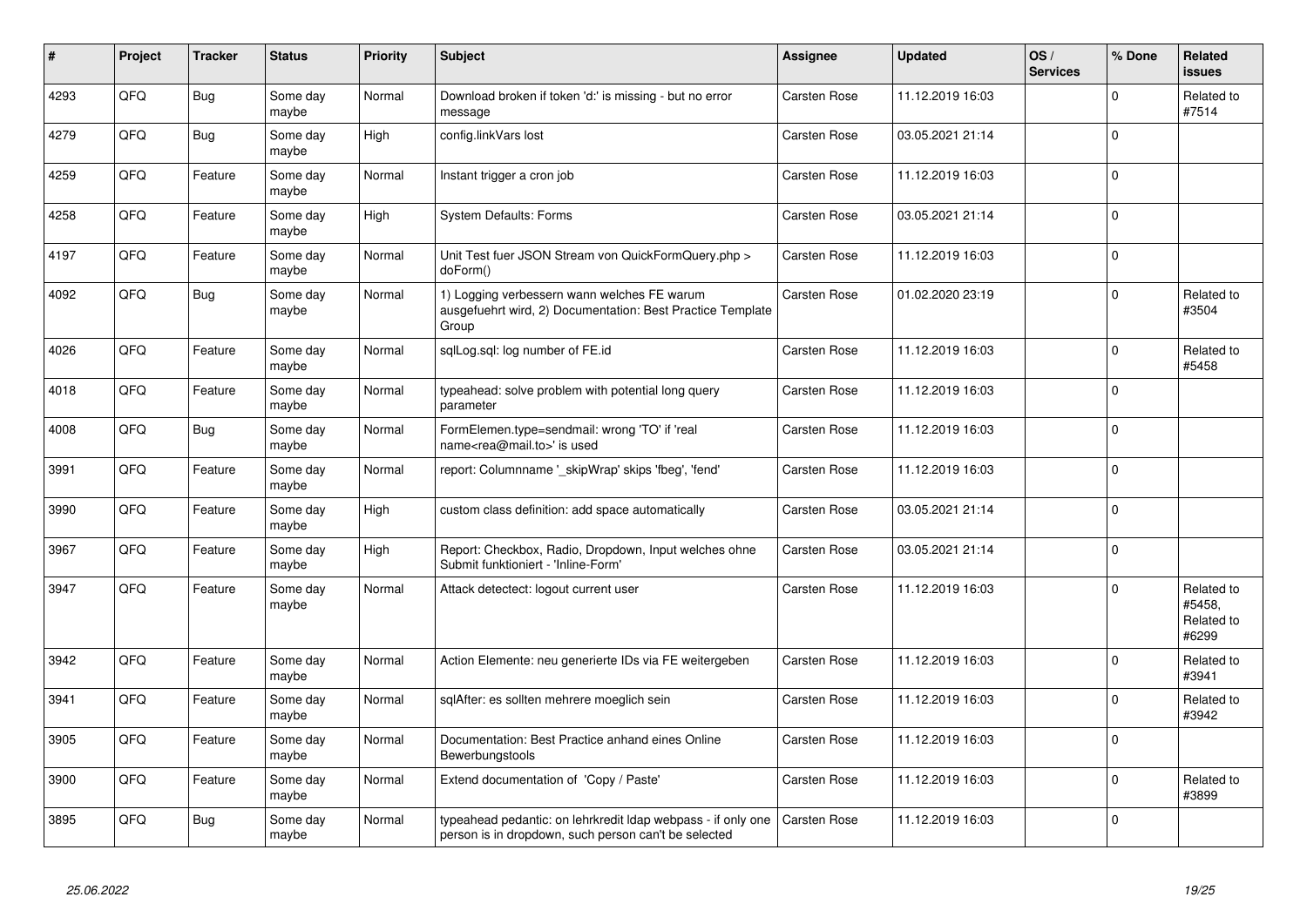| # | Project | Tracker | Status | Priority | Subject | Assignee | Updated | OS / Services | % Done | Related issues |
|---|---|---|---|---|---|---|---|---|---|---|
| 4293 | QFQ | Bug | Some day maybe | Normal | Download broken if token 'd:' is missing - but no error message | Carsten Rose | 11.12.2019 16:03 | | 0 | Related to #7514 |
| 4279 | QFQ | Bug | Some day maybe | High | config.linkVars lost | Carsten Rose | 03.05.2021 21:14 | | 0 | |
| 4259 | QFQ | Feature | Some day maybe | Normal | Instant trigger a cron job | Carsten Rose | 11.12.2019 16:03 | | 0 | |
| 4258 | QFQ | Feature | Some day maybe | High | System Defaults: Forms | Carsten Rose | 03.05.2021 21:14 | | 0 | |
| 4197 | QFQ | Feature | Some day maybe | Normal | Unit Test fuer JSON Stream von QuickFormQuery.php > doForm() | Carsten Rose | 11.12.2019 16:03 | | 0 | |
| 4092 | QFQ | Bug | Some day maybe | Normal | 1) Logging verbessern wann welches FE warum ausgefuehrt wird, 2) Documentation: Best Practice Template Group | Carsten Rose | 01.02.2020 23:19 | | 0 | Related to #3504 |
| 4026 | QFQ | Feature | Some day maybe | Normal | sqlLog.sql: log number of FE.id | Carsten Rose | 11.12.2019 16:03 | | 0 | Related to #5458 |
| 4018 | QFQ | Feature | Some day maybe | Normal | typeahead: solve problem with potential long query parameter | Carsten Rose | 11.12.2019 16:03 | | 0 | |
| 4008 | QFQ | Bug | Some day maybe | Normal | FormElemen.type=sendmail: wrong 'TO' if 'real name<rea@mail.to>' is used | Carsten Rose | 11.12.2019 16:03 | | 0 | |
| 3991 | QFQ | Feature | Some day maybe | Normal | report: Columnname '_skipWrap' skips 'fbeg', 'fend' | Carsten Rose | 11.12.2019 16:03 | | 0 | |
| 3990 | QFQ | Feature | Some day maybe | High | custom class definition: add space automatically | Carsten Rose | 03.05.2021 21:14 | | 0 | |
| 3967 | QFQ | Feature | Some day maybe | High | Report: Checkbox, Radio, Dropdown, Input welches ohne Submit funktioniert - 'Inline-Form' | Carsten Rose | 03.05.2021 21:14 | | 0 | |
| 3947 | QFQ | Feature | Some day maybe | Normal | Attack detectect: logout current user | Carsten Rose | 11.12.2019 16:03 | | 0 | Related to #5458, Related to #6299 |
| 3942 | QFQ | Feature | Some day maybe | Normal | Action Elemente: neu generierte IDs via FE weitergeben | Carsten Rose | 11.12.2019 16:03 | | 0 | Related to #3941 |
| 3941 | QFQ | Feature | Some day maybe | Normal | sqlAfter: es sollten mehrere moeglich sein | Carsten Rose | 11.12.2019 16:03 | | 0 | Related to #3942 |
| 3905 | QFQ | Feature | Some day maybe | Normal | Documentation: Best Practice anhand eines Online Bewerbungstools | Carsten Rose | 11.12.2019 16:03 | | 0 | |
| 3900 | QFQ | Feature | Some day maybe | Normal | Extend documentation of 'Copy / Paste' | Carsten Rose | 11.12.2019 16:03 | | 0 | Related to #3899 |
| 3895 | QFQ | Bug | Some day maybe | Normal | typeahead pedantic: on lehrkredit ldap webpass - if only one person is in dropdown, such person can't be selected | Carsten Rose | 11.12.2019 16:03 | | 0 | |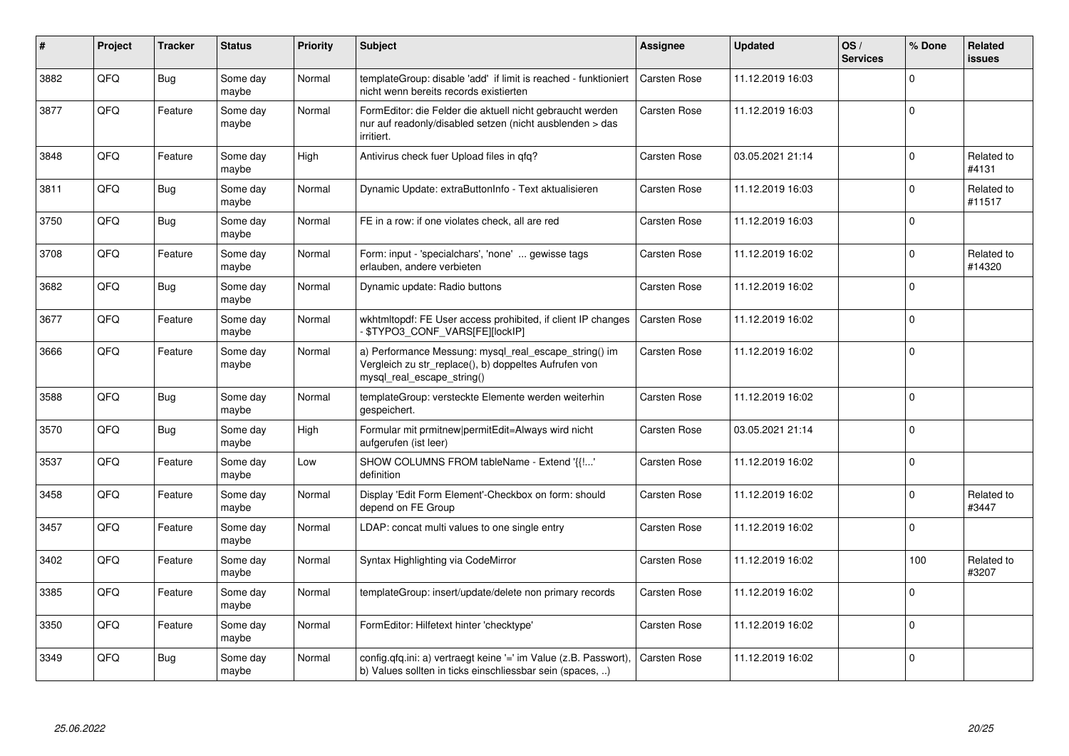| # | Project | Tracker | Status | Priority | Subject | Assignee | Updated | OS / Services | % Done | Related issues |
|---|---|---|---|---|---|---|---|---|---|---|
| 3882 | QFQ | Bug | Some day maybe | Normal | templateGroup: disable 'add' if limit is reached - funktioniert nicht wenn bereits records existierten | Carsten Rose | 11.12.2019 16:03 | | 0 | |
| 3877 | QFQ | Feature | Some day maybe | Normal | FormEditor: die Felder die aktuell nicht gebraucht werden nur auf readonly/disabled setzen (nicht ausblenden > das irritiert. | Carsten Rose | 11.12.2019 16:03 | | 0 | |
| 3848 | QFQ | Feature | Some day maybe | High | Antivirus check fuer Upload files in qfq? | Carsten Rose | 03.05.2021 21:14 | | 0 | Related to #4131 |
| 3811 | QFQ | Bug | Some day maybe | Normal | Dynamic Update: extraButtonInfo - Text aktualisieren | Carsten Rose | 11.12.2019 16:03 | | 0 | Related to #11517 |
| 3750 | QFQ | Bug | Some day maybe | Normal | FE in a row: if one violates check, all are red | Carsten Rose | 11.12.2019 16:03 | | 0 | |
| 3708 | QFQ | Feature | Some day maybe | Normal | Form: input - 'specialchars', 'none' ... gewisse tags erlauben, andere verbieten | Carsten Rose | 11.12.2019 16:02 | | 0 | Related to #14320 |
| 3682 | QFQ | Bug | Some day maybe | Normal | Dynamic update: Radio buttons | Carsten Rose | 11.12.2019 16:02 | | 0 | |
| 3677 | QFQ | Feature | Some day maybe | Normal | wkhtmltopdf: FE User access prohibited, if client IP changes - $TYPO3_CONF_VARS[FE][lockIP] | Carsten Rose | 11.12.2019 16:02 | | 0 | |
| 3666 | QFQ | Feature | Some day maybe | Normal | a) Performance Messung: mysql_real_escape_string() im Vergleich zu str_replace(), b) doppeltes Aufrufen von mysql_real_escape_string() | Carsten Rose | 11.12.2019 16:02 | | 0 | |
| 3588 | QFQ | Bug | Some day maybe | Normal | templateGroup: versteckte Elemente werden weiterhin gespeichert. | Carsten Rose | 11.12.2019 16:02 | | 0 | |
| 3570 | QFQ | Bug | Some day maybe | High | Formular mit prmitnew\|permitEdit=Always wird nicht aufgerufen (ist leer) | Carsten Rose | 03.05.2021 21:14 | | 0 | |
| 3537 | QFQ | Feature | Some day maybe | Low | SHOW COLUMNS FROM tableName - Extend '{{!...' definition | Carsten Rose | 11.12.2019 16:02 | | 0 | |
| 3458 | QFQ | Feature | Some day maybe | Normal | Display 'Edit Form Element'-Checkbox on form: should depend on FE Group | Carsten Rose | 11.12.2019 16:02 | | 0 | Related to #3447 |
| 3457 | QFQ | Feature | Some day maybe | Normal | LDAP: concat multi values to one single entry | Carsten Rose | 11.12.2019 16:02 | | 0 | |
| 3402 | QFQ | Feature | Some day maybe | Normal | Syntax Highlighting via CodeMirror | Carsten Rose | 11.12.2019 16:02 | | 100 | Related to #3207 |
| 3385 | QFQ | Feature | Some day maybe | Normal | templateGroup: insert/update/delete non primary records | Carsten Rose | 11.12.2019 16:02 | | 0 | |
| 3350 | QFQ | Feature | Some day maybe | Normal | FormEditor: Hilfetext hinter 'checktype' | Carsten Rose | 11.12.2019 16:02 | | 0 | |
| 3349 | QFQ | Bug | Some day maybe | Normal | config.qfq.ini: a) vertraegt keine '=' im Value (z.B. Passwort), b) Values sollten in ticks einschliessbar sein (spaces, ..) | Carsten Rose | 11.12.2019 16:02 | | 0 | |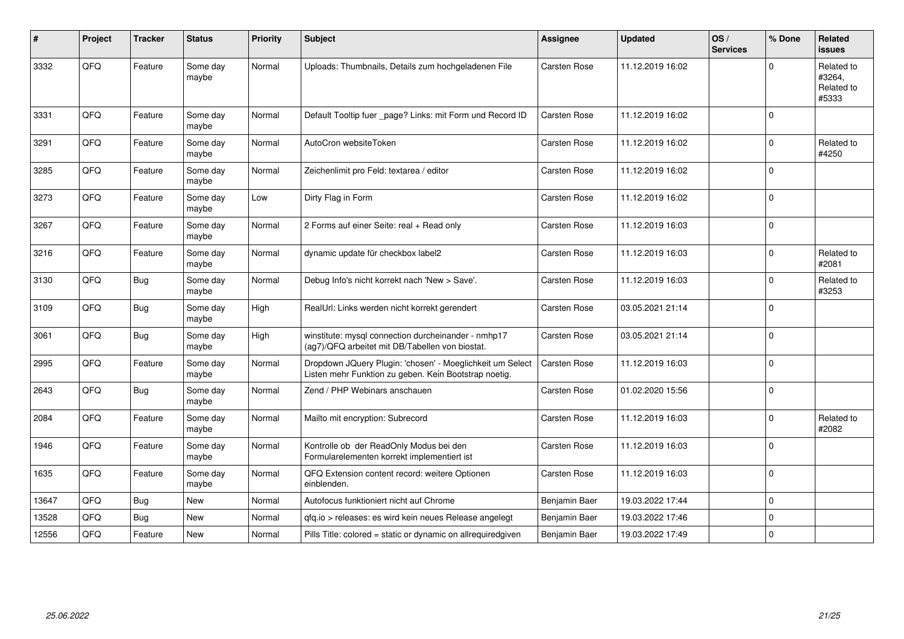| # | Project | Tracker | Status | Priority | Subject | Assignee | Updated | OS / Services | % Done | Related issues |
|---|---|---|---|---|---|---|---|---|---|---|
| 3332 | QFQ | Feature | Some day maybe | Normal | Uploads: Thumbnails, Details zum hochgeladenen File | Carsten Rose | 11.12.2019 16:02 | | 0 | Related to #3264, Related to #5333 |
| 3331 | QFQ | Feature | Some day maybe | Normal | Default Tooltip fuer _page? Links: mit Form und Record ID | Carsten Rose | 11.12.2019 16:02 | | 0 | |
| 3291 | QFQ | Feature | Some day maybe | Normal | AutoCron websiteToken | Carsten Rose | 11.12.2019 16:02 | | 0 | Related to #4250 |
| 3285 | QFQ | Feature | Some day maybe | Normal | Zeichenlimit pro Feld: textarea / editor | Carsten Rose | 11.12.2019 16:02 | | 0 | |
| 3273 | QFQ | Feature | Some day maybe | Low | Dirty Flag in Form | Carsten Rose | 11.12.2019 16:02 | | 0 | |
| 3267 | QFQ | Feature | Some day maybe | Normal | 2 Forms auf einer Seite: real + Read only | Carsten Rose | 11.12.2019 16:03 | | 0 | |
| 3216 | QFQ | Feature | Some day maybe | Normal | dynamic update für checkbox label2 | Carsten Rose | 11.12.2019 16:03 | | 0 | Related to #2081 |
| 3130 | QFQ | Bug | Some day maybe | Normal | Debug Info's nicht korrekt nach 'New > Save'. | Carsten Rose | 11.12.2019 16:03 | | 0 | Related to #3253 |
| 3109 | QFQ | Bug | Some day maybe | High | RealUrl: Links werden nicht korrekt gerendert | Carsten Rose | 03.05.2021 21:14 | | 0 | |
| 3061 | QFQ | Bug | Some day maybe | High | winstitute: mysql connection durcheinander - nmhp17 (ag7)/QFQ arbeitet mit DB/Tabellen von biostat. | Carsten Rose | 03.05.2021 21:14 | | 0 | |
| 2995 | QFQ | Feature | Some day maybe | Normal | Dropdown JQuery Plugin: 'chosen' - Moeglichkeit um Select Listen mehr Funktion zu geben. Kein Bootstrap noetig. | Carsten Rose | 11.12.2019 16:03 | | 0 | |
| 2643 | QFQ | Bug | Some day maybe | Normal | Zend / PHP Webinars anschauen | Carsten Rose | 01.02.2020 15:56 | | 0 | |
| 2084 | QFQ | Feature | Some day maybe | Normal | Mailto mit encryption: Subrecord | Carsten Rose | 11.12.2019 16:03 | | 0 | Related to #2082 |
| 1946 | QFQ | Feature | Some day maybe | Normal | Kontrolle ob der ReadOnly Modus bei den Formularelementen korrekt implementiert ist | Carsten Rose | 11.12.2019 16:03 | | 0 | |
| 1635 | QFQ | Feature | Some day maybe | Normal | QFQ Extension content record: weitere Optionen einblenden. | Carsten Rose | 11.12.2019 16:03 | | 0 | |
| 13647 | QFQ | Bug | New | Normal | Autofocus funktioniert nicht auf Chrome | Benjamin Baer | 19.03.2022 17:44 | | 0 | |
| 13528 | QFQ | Bug | New | Normal | qfq.io > releases: es wird kein neues Release angelegt | Benjamin Baer | 19.03.2022 17:46 | | 0 | |
| 12556 | QFQ | Feature | New | Normal | Pills Title: colored = static or dynamic on allrequiredgiven | Benjamin Baer | 19.03.2022 17:49 | | 0 | |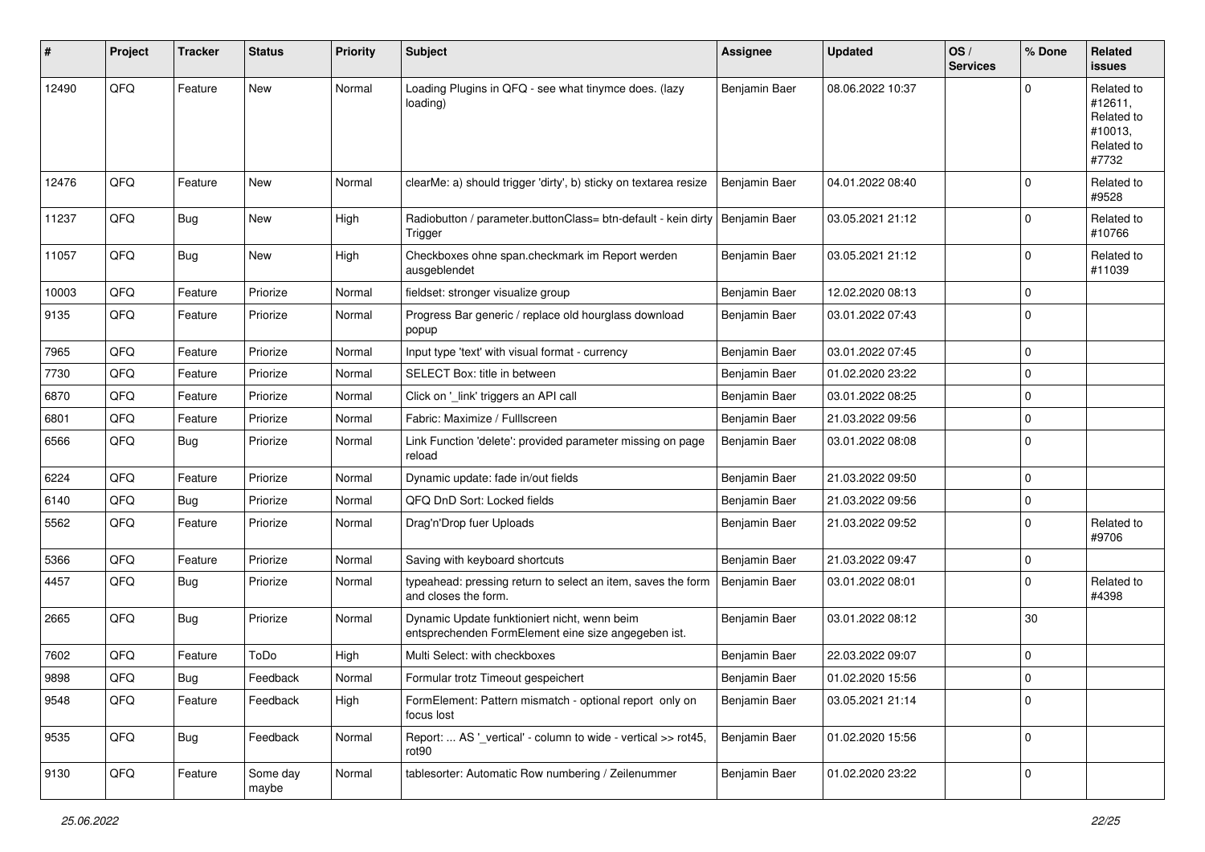| # | Project | Tracker | Status | Priority | Subject | Assignee | Updated | OS / Services | % Done | Related issues |
|---|---|---|---|---|---|---|---|---|---|---|
| 12490 | QFQ | Feature | New | Normal | Loading Plugins in QFQ - see what tinymce does. (lazy loading) | Benjamin Baer | 08.06.2022 10:37 | | 0 | Related to #12611, Related to #10013, Related to #7732 |
| 12476 | QFQ | Feature | New | Normal | clearMe: a) should trigger 'dirty', b) sticky on textarea resize | Benjamin Baer | 04.01.2022 08:40 | | 0 | Related to #9528 |
| 11237 | QFQ | Bug | New | High | Radiobutton / parameter.buttonClass= btn-default - kein dirty Trigger | Benjamin Baer | 03.05.2021 21:12 | | 0 | Related to #10766 |
| 11057 | QFQ | Bug | New | High | Checkboxes ohne span.checkmark im Report werden ausgeblendet | Benjamin Baer | 03.05.2021 21:12 | | 0 | Related to #11039 |
| 10003 | QFQ | Feature | Priorize | Normal | fieldset: stronger visualize group | Benjamin Baer | 12.02.2020 08:13 | | 0 | |
| 9135 | QFQ | Feature | Priorize | Normal | Progress Bar generic / replace old hourglass download popup | Benjamin Baer | 03.01.2022 07:43 | | 0 | |
| 7965 | QFQ | Feature | Priorize | Normal | Input type 'text' with visual format - currency | Benjamin Baer | 03.01.2022 07:45 | | 0 | |
| 7730 | QFQ | Feature | Priorize | Normal | SELECT Box: title in between | Benjamin Baer | 01.02.2020 23:22 | | 0 | |
| 6870 | QFQ | Feature | Priorize | Normal | Click on '_link' triggers an API call | Benjamin Baer | 03.01.2022 08:25 | | 0 | |
| 6801 | QFQ | Feature | Priorize | Normal | Fabric: Maximize / FullIscreen | Benjamin Baer | 21.03.2022 09:56 | | 0 | |
| 6566 | QFQ | Bug | Priorize | Normal | Link Function 'delete': provided parameter missing on page reload | Benjamin Baer | 03.01.2022 08:08 | | 0 | |
| 6224 | QFQ | Feature | Priorize | Normal | Dynamic update: fade in/out fields | Benjamin Baer | 21.03.2022 09:50 | | 0 | |
| 6140 | QFQ | Bug | Priorize | Normal | QFQ DnD Sort: Locked fields | Benjamin Baer | 21.03.2022 09:56 | | 0 | |
| 5562 | QFQ | Feature | Priorize | Normal | Drag'n'Drop fuer Uploads | Benjamin Baer | 21.03.2022 09:52 | | 0 | Related to #9706 |
| 5366 | QFQ | Feature | Priorize | Normal | Saving with keyboard shortcuts | Benjamin Baer | 21.03.2022 09:47 | | 0 | |
| 4457 | QFQ | Bug | Priorize | Normal | typeahead: pressing return to select an item, saves the form and closes the form. | Benjamin Baer | 03.01.2022 08:01 | | 0 | Related to #4398 |
| 2665 | QFQ | Bug | Priorize | Normal | Dynamic Update funktioniert nicht, wenn beim entsprechenden FormElement eine size angegeben ist. | Benjamin Baer | 03.01.2022 08:12 | | 30 | |
| 7602 | QFQ | Feature | ToDo | High | Multi Select: with checkboxes | Benjamin Baer | 22.03.2022 09:07 | | 0 | |
| 9898 | QFQ | Bug | Feedback | Normal | Formular trotz Timeout gespeichert | Benjamin Baer | 01.02.2020 15:56 | | 0 | |
| 9548 | QFQ | Feature | Feedback | High | FormElement: Pattern mismatch - optional report only on focus lost | Benjamin Baer | 03.05.2021 21:14 | | 0 | |
| 9535 | QFQ | Bug | Feedback | Normal | Report: ... AS '_vertical' - column to wide - vertical >> rot45, rot90 | Benjamin Baer | 01.02.2020 15:56 | | 0 | |
| 9130 | QFQ | Feature | Some day maybe | Normal | tablesorter: Automatic Row numbering / Zeilenummer | Benjamin Baer | 01.02.2020 23:22 | | 0 | |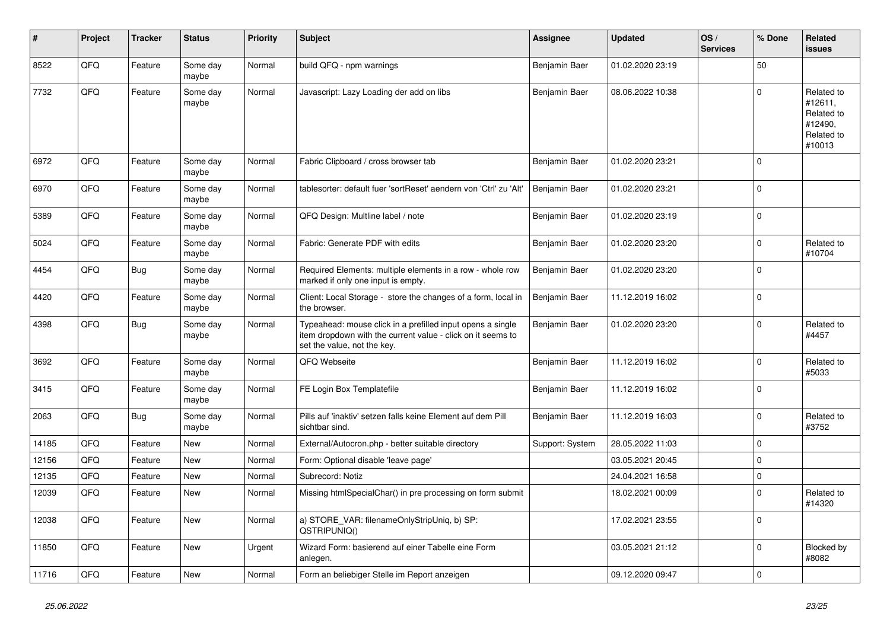| # | Project | Tracker | Status | Priority | Subject | Assignee | Updated | OS / Services | % Done | Related issues |
|---|---|---|---|---|---|---|---|---|---|---|
| 8522 | QFQ | Feature | Some day maybe | Normal | build QFQ - npm warnings | Benjamin Baer | 01.02.2020 23:19 | | 50 | |
| 7732 | QFQ | Feature | Some day maybe | Normal | Javascript: Lazy Loading der add on libs | Benjamin Baer | 08.06.2022 10:38 | | 0 | Related to #12611, Related to #12490, Related to #10013 |
| 6972 | QFQ | Feature | Some day maybe | Normal | Fabric Clipboard / cross browser tab | Benjamin Baer | 01.02.2020 23:21 | | 0 | |
| 6970 | QFQ | Feature | Some day maybe | Normal | tablesorter: default fuer 'sortReset' aendern von 'Ctrl' zu 'Alt' | Benjamin Baer | 01.02.2020 23:21 | | 0 | |
| 5389 | QFQ | Feature | Some day maybe | Normal | QFQ Design: Multline label / note | Benjamin Baer | 01.02.2020 23:19 | | 0 | |
| 5024 | QFQ | Feature | Some day maybe | Normal | Fabric: Generate PDF with edits | Benjamin Baer | 01.02.2020 23:20 | | 0 | Related to #10704 |
| 4454 | QFQ | Bug | Some day maybe | Normal | Required Elements: multiple elements in a row - whole row marked if only one input is empty. | Benjamin Baer | 01.02.2020 23:20 | | 0 | |
| 4420 | QFQ | Feature | Some day maybe | Normal | Client: Local Storage - store the changes of a form, local in the browser. | Benjamin Baer | 11.12.2019 16:02 | | 0 | |
| 4398 | QFQ | Bug | Some day maybe | Normal | Typeahead: mouse click in a prefilled input opens a single item dropdown with the current value - click on it seems to set the value, not the key. | Benjamin Baer | 01.02.2020 23:20 | | 0 | Related to #4457 |
| 3692 | QFQ | Feature | Some day maybe | Normal | QFQ Webseite | Benjamin Baer | 11.12.2019 16:02 | | 0 | Related to #5033 |
| 3415 | QFQ | Feature | Some day maybe | Normal | FE Login Box Templatefile | Benjamin Baer | 11.12.2019 16:02 | | 0 | |
| 2063 | QFQ | Bug | Some day maybe | Normal | Pills auf 'inaktiv' setzen falls keine Element auf dem Pill sichtbar sind. | Benjamin Baer | 11.12.2019 16:03 | | 0 | Related to #3752 |
| 14185 | QFQ | Feature | New | Normal | External/Autocron.php - better suitable directory | Support: System | 28.05.2022 11:03 | | 0 | |
| 12156 | QFQ | Feature | New | Normal | Form: Optional disable 'leave page' | | 03.05.2021 20:45 | | 0 | |
| 12135 | QFQ | Feature | New | Normal | Subrecord: Notiz | | 24.04.2021 16:58 | | 0 | |
| 12039 | QFQ | Feature | New | Normal | Missing htmlSpecialChar() in pre processing on form submit | | 18.02.2021 00:09 | | 0 | Related to #14320 |
| 12038 | QFQ | Feature | New | Normal | a) STORE_VAR: filenameOnlyStripUniq, b) SP: QSTRIPUNIQ() | | 17.02.2021 23:55 | | 0 | |
| 11850 | QFQ | Feature | New | Urgent | Wizard Form: basierend auf einer Tabelle eine Form anlegen. | | 03.05.2021 21:12 | | 0 | Blocked by #8082 |
| 11716 | QFQ | Feature | New | Normal | Form an beliebiger Stelle im Report anzeigen | | 09.12.2020 09:47 | | 0 | |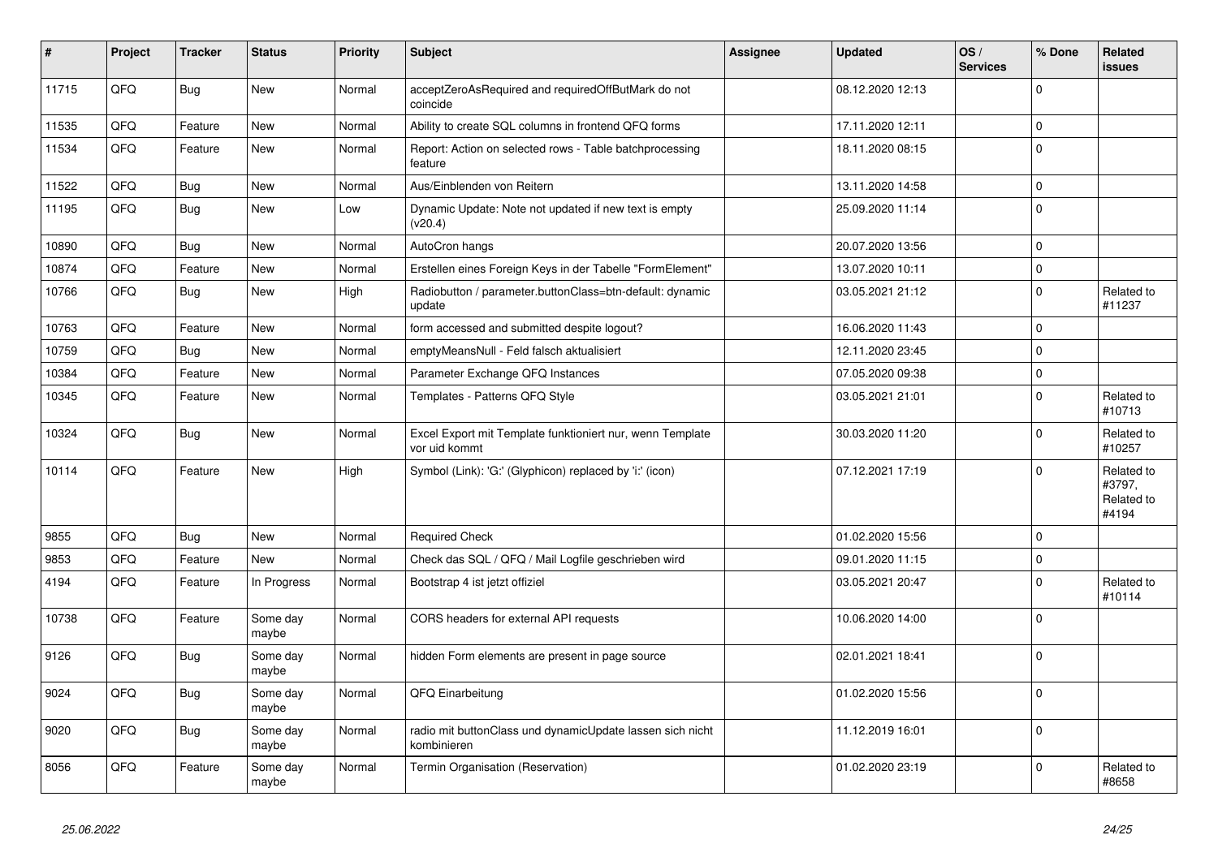| # | Project | Tracker | Status | Priority | Subject | Assignee | Updated | OS / Services | % Done | Related issues |
|---|---|---|---|---|---|---|---|---|---|---|
| 11715 | QFQ | Bug | New | Normal | acceptZeroAsRequired and requiredOffButMark do not coincide | | 08.12.2020 12:13 | | 0 | |
| 11535 | QFQ | Feature | New | Normal | Ability to create SQL columns in frontend QFQ forms | | 17.11.2020 12:11 | | 0 | |
| 11534 | QFQ | Feature | New | Normal | Report: Action on selected rows - Table batchprocessing feature | | 18.11.2020 08:15 | | 0 | |
| 11522 | QFQ | Bug | New | Normal | Aus/Einblenden von Reitern | | 13.11.2020 14:58 | | 0 | |
| 11195 | QFQ | Bug | New | Low | Dynamic Update: Note not updated if new text is empty (v20.4) | | 25.09.2020 11:14 | | 0 | |
| 10890 | QFQ | Bug | New | Normal | AutoCron hangs | | 20.07.2020 13:56 | | 0 | |
| 10874 | QFQ | Feature | New | Normal | Erstellen eines Foreign Keys in der Tabelle "FormElement" | | 13.07.2020 10:11 | | 0 | |
| 10766 | QFQ | Bug | New | High | Radiobutton / parameter.buttonClass=btn-default: dynamic update | | 03.05.2021 21:12 | | 0 | Related to #11237 |
| 10763 | QFQ | Feature | New | Normal | form accessed and submitted despite logout? | | 16.06.2020 11:43 | | 0 | |
| 10759 | QFQ | Bug | New | Normal | emptyMeansNull - Feld falsch aktualisiert | | 12.11.2020 23:45 | | 0 | |
| 10384 | QFQ | Feature | New | Normal | Parameter Exchange QFQ Instances | | 07.05.2020 09:38 | | 0 | |
| 10345 | QFQ | Feature | New | Normal | Templates - Patterns QFQ Style | | 03.05.2021 21:01 | | 0 | Related to #10713 |
| 10324 | QFQ | Bug | New | Normal | Excel Export mit Template funktioniert nur, wenn Template vor uid kommt | | 30.03.2020 11:20 | | 0 | Related to #10257 |
| 10114 | QFQ | Feature | New | High | Symbol (Link): 'G:' (Glyphicon) replaced by 'i:' (icon) | | 07.12.2021 17:19 | | 0 | Related to #3797, Related to #4194 |
| 9855 | QFQ | Bug | New | Normal | Required Check | | 01.02.2020 15:56 | | 0 | |
| 9853 | QFQ | Feature | New | Normal | Check das SQL / QFQ / Mail Logfile geschrieben wird | | 09.01.2020 11:15 | | 0 | |
| 4194 | QFQ | Feature | In Progress | Normal | Bootstrap 4 ist jetzt offiziel | | 03.05.2021 20:47 | | 0 | Related to #10114 |
| 10738 | QFQ | Feature | Some day maybe | Normal | CORS headers for external API requests | | 10.06.2020 14:00 | | 0 | |
| 9126 | QFQ | Bug | Some day maybe | Normal | hidden Form elements are present in page source | | 02.01.2021 18:41 | | 0 | |
| 9024 | QFQ | Bug | Some day maybe | Normal | QFQ Einarbeitung | | 01.02.2020 15:56 | | 0 | |
| 9020 | QFQ | Bug | Some day maybe | Normal | radio mit buttonClass und dynamicUpdate lassen sich nicht kombinieren | | 11.12.2019 16:01 | | 0 | |
| 8056 | QFQ | Feature | Some day maybe | Normal | Termin Organisation (Reservation) | | 01.02.2020 23:19 | | 0 | Related to #8658 |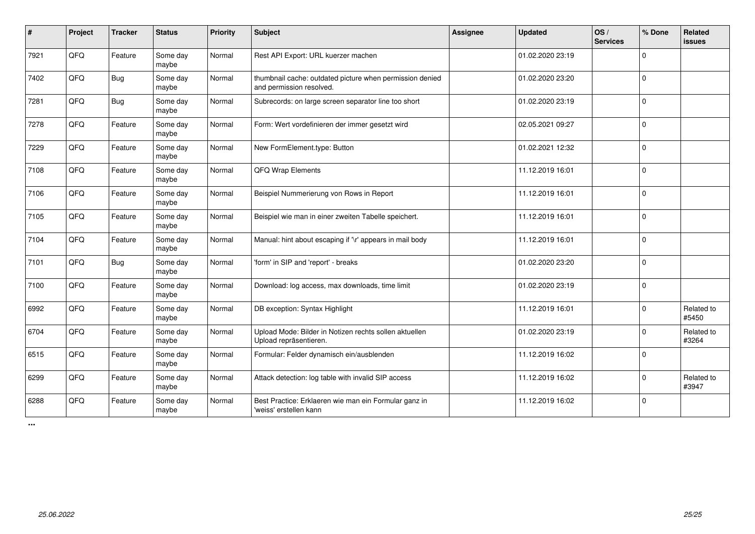| # | Project | Tracker | Status | Priority | Subject | Assignee | Updated | OS / Services | % Done | Related issues |
|---|---|---|---|---|---|---|---|---|---|---|
| 7921 | QFQ | Feature | Some day maybe | Normal | Rest API Export: URL kuerzer machen | | 01.02.2020 23:19 | | 0 | |
| 7402 | QFQ | Bug | Some day maybe | Normal | thumbnail cache: outdated picture when permission denied and permission resolved. | | 01.02.2020 23:20 | | 0 | |
| 7281 | QFQ | Bug | Some day maybe | Normal | Subrecords: on large screen separator line too short | | 01.02.2020 23:19 | | 0 | |
| 7278 | QFQ | Feature | Some day maybe | Normal | Form: Wert vordefinieren der immer gesetzt wird | | 02.05.2021 09:27 | | 0 | |
| 7229 | QFQ | Feature | Some day maybe | Normal | New FormElement.type: Button | | 01.02.2021 12:32 | | 0 | |
| 7108 | QFQ | Feature | Some day maybe | Normal | QFQ Wrap Elements | | 11.12.2019 16:01 | | 0 | |
| 7106 | QFQ | Feature | Some day maybe | Normal | Beispiel Nummerierung von Rows in Report | | 11.12.2019 16:01 | | 0 | |
| 7105 | QFQ | Feature | Some day maybe | Normal | Beispiel wie man in einer zweiten Tabelle speichert. | | 11.12.2019 16:01 | | 0 | |
| 7104 | QFQ | Feature | Some day maybe | Normal | Manual: hint about escaping if '\r' appears in mail body | | 11.12.2019 16:01 | | 0 | |
| 7101 | QFQ | Bug | Some day maybe | Normal | 'form' in SIP and 'report' - breaks | | 01.02.2020 23:20 | | 0 | |
| 7100 | QFQ | Feature | Some day maybe | Normal | Download: log access, max downloads, time limit | | 01.02.2020 23:19 | | 0 | |
| 6992 | QFQ | Feature | Some day maybe | Normal | DB exception: Syntax Highlight | | 11.12.2019 16:01 | | 0 | Related to #5450 |
| 6704 | QFQ | Feature | Some day maybe | Normal | Upload Mode: Bilder in Notizen rechts sollen aktuellen Upload repräsentieren. | | 01.02.2020 23:19 | | 0 | Related to #3264 |
| 6515 | QFQ | Feature | Some day maybe | Normal | Formular: Felder dynamisch ein/ausblenden | | 11.12.2019 16:02 | | 0 | |
| 6299 | QFQ | Feature | Some day maybe | Normal | Attack detection: log table with invalid SIP access | | 11.12.2019 16:02 | | 0 | Related to #3947 |
| 6288 | QFQ | Feature | Some day maybe | Normal | Best Practice: Erklaeren wie man ein Formular ganz in 'weiss' erstellen kann | | 11.12.2019 16:02 | | 0 | |

...